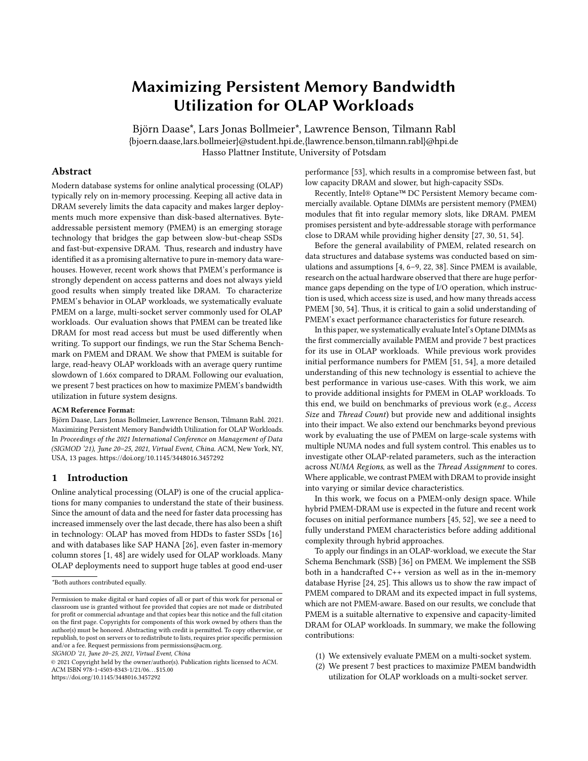# Maximizing Persistent Memory Bandwidth Utilization for OLAP Workloads

Björn Daase*, Lars Jonas Bollmeier*, Lawrence Benson, Tilmann Rabl

{bjoern.daase,lars.bollmeier}@student.hpi.de,{lawrence.benson,tilmann.rabl}@hpi.de

Hasso Plattner Institute, University of Potsdam

## Abstract

Modern database systems for online analytical processing (OLAP) typically rely on in-memory processing. Keeping all active data in DRAM severely limits the data capacity and makes larger deployments much more expensive than disk-based alternatives. Byte-addressable persistent memory (PMEM) is an emerging storage technology that bridges the gap between slow-but-cheap SSDs and fast-but-expensive DRAM. Thus, research and industry have identified it as a promising alternative to pure in-memory data warehouses. However, recent work shows that PMEM's performance is strongly dependent on access patterns and does not always yield good results when simply treated like DRAM. To characterize PMEM's behavior in OLAP workloads, we systematically evaluate PMEM on a large, multi-socket server commonly used for OLAP workloads. Our evaluation shows that PMEM can be treated like DRAM for most read access but must be used differently when writing. To support our findings, we run the Star Schema Benchmark on PMEM and DRAM. We show that PMEM is suitable for large, read-heavy OLAP workloads with an average query runtime slowdown of 1.66x compared to DRAM. Following our evaluation, we present 7 best practices on how to maximize PMEM's bandwidth utilization in future system designs.

**ACM Reference Format:**

Björn Daase, Lars Jonas Bollmeier, Lawrence Benson, Tilmann Rabl. 2021. Maximizing Persistent Memory Bandwidth Utilization for OLAP Workloads. In *Proceedings of the 2021 International Conference on Management of Data (SIGMOD '21), June 20–25, 2021, Virtual Event, China.* ACM, New York, NY, USA, 13 pages. https://doi.org/10.1145/3448016.3457292

## 1 Introduction

Online analytical processing (OLAP) is one of the crucial applications for many companies to understand the state of their business. Since the amount of data and the need for faster data processing has increased immensely over the last decade, there has also been a shift in technology: OLAP has moved from HDDs to faster SSDs [16] and with databases like SAP HANA [26], even faster in-memory column stores [1, 48] are widely used for OLAP workloads. Many OLAP deployments need to support huge tables at good end-user performance [53], which results in a compromise between fast, but low capacity DRAM and slower, but high-capacity SSDs.

Recently, Intel® Optane™ DC Persistent Memory became commercially available. Optane DIMMs are persistent memory (PMEM) modules that fit into regular memory slots, like DRAM. PMEM promises persistent and byte-addressable storage with performance close to DRAM while providing higher density [27, 30, 51, 54].

Before the general availability of PMEM, related research on data structures and database systems was conducted based on simulations and assumptions [4, 6–9, 22, 38]. Since PMEM is available, research on the actual hardware observed that there are huge performance gaps depending on the type of I/O operation, which instruction is used, which access size is used, and how many threads access PMEM [30, 54]. Thus, it is critical to gain a solid understanding of PMEM's exact performance characteristics for future research.

In this paper, we systematically evaluate Intel's Optane DIMMs as the first commercially available PMEM and provide 7 best practices for its use in OLAP workloads. While previous work provides initial performance numbers for PMEM [51, 54], a more detailed understanding of this new technology is essential to achieve the best performance in various use-cases. With this work, we aim to provide additional insights for PMEM in OLAP workloads. To this end, we build on benchmarks of previous work (e.g., *Access Size* and *Thread Count*) but provide new and additional insights into their impact. We also extend our benchmarks beyond previous work by evaluating the use of PMEM on large-scale systems with multiple NUMA nodes and full system control. This enables us to investigate other OLAP-related parameters, such as the interaction across *NUMA Regions*, as well as the *Thread Assignment* to cores. Where applicable, we contrast PMEM with DRAM to provide insight into varying or similar device characteristics.

In this work, we focus on a PMEM-only design space. While hybrid PMEM-DRAM use is expected in the future and recent work focuses on initial performance numbers [45, 52], we see a need to fully understand PMEM characteristics before adding additional complexity through hybrid approaches.

To apply our findings in an OLAP-workload, we execute the Star Schema Benchmark (SSB) [36] on PMEM. We implement the SSB both in a handcrafted C++ version as well as in the in-memory database Hyrise [24, 25]. This allows us to show the raw impact of PMEM compared to DRAM and its expected impact in full systems, which are not PMEM-aware. Based on our results, we conclude that PMEM is a suitable alternative to expensive and capacity-limited DRAM for OLAP workloads. In summary, we make the following contributions:

(1) We extensively evaluate PMEM on a multi-socket system.
(2) We present 7 best practices to maximize PMEM bandwidth utilization for OLAP workloads on a multi-socket server.

*Both authors contributed equally.

Permission to make digital or hard copies of all or part of this work for personal or classroom use is granted without fee provided that copies are not made or distributed for profit or commercial advantage and that copies bear this notice and the full citation on the first page. Copyrights for components of this work owned by others than the author(s) must be honored. Abstracting with credit is permitted. To copy otherwise, or republish, to post on servers or to redistribute to lists, requires prior specific permission and/or a fee. Request permissions from permissions@acm.org.

*SIGMOD '21, June 20–25, 2021, Virtual Event, China*

© 2021 Copyright held by the owner/author(s). Publication rights licensed to ACM.
ACM ISBN 978-1-4503-8343-1/21/06...$15.00
https://doi.org/10.1145/3448016.3457292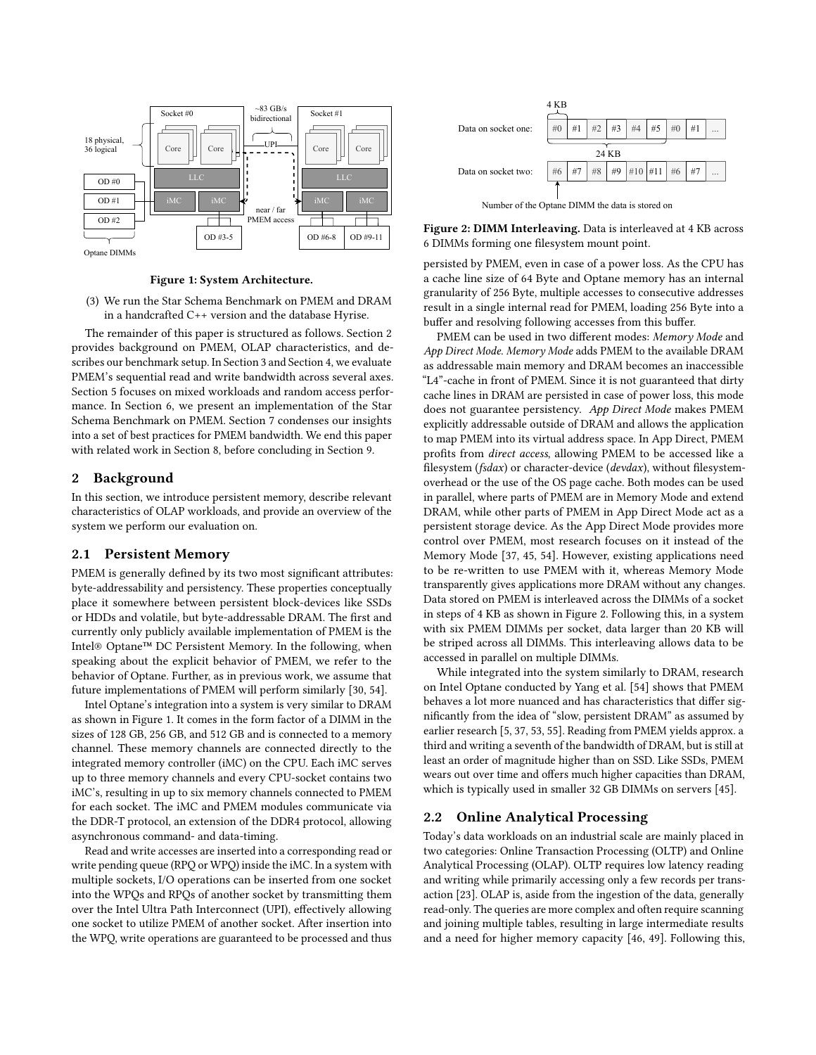Figure 1: System Architecture.

(3) We run the Star Schema Benchmark on PMEM and DRAM in a handcrafted C++ version and the database Hyrise.

The remainder of this paper is structured as follows. Section 2 provides background on PMEM, OLAP characteristics, and describes our benchmark setup. In Section 3 and Section 4, we evaluate PMEM's sequential read and write bandwidth across several axes. Section 5 focuses on mixed workloads and random access performance. In Section 6, we present an implementation of the Star Schema Benchmark on PMEM. Section 7 condenses our insights into a set of best practices for PMEM bandwidth. We end this paper with related work in Section 8, before concluding in Section 9.

## 2 Background

In this section, we introduce persistent memory, describe relevant characteristics of OLAP workloads, and provide an overview of the system we perform our evaluation on.

### 2.1 Persistent Memory

PMEM is generally defined by its two most significant attributes: byte-addressability and persistency. These properties conceptually place it somewhere between persistent block-devices like SSDs or HDDs and volatile, but byte-addressable DRAM. The first and currently only publicly available implementation of PMEM is the Intel® Optane™ DC Persistent Memory. In the following, when speaking about the explicit behavior of PMEM, we refer to the behavior of Optane. Further, as in previous work, we assume that future implementations of PMEM will perform similarly [30, 54].

Intel Optane's integration into a system is very similar to DRAM as shown in Figure 1. It comes in the form factor of a DIMM in the sizes of 128 GB, 256 GB, and 512 GB and is connected to a memory channel. These memory channels are connected directly to the integrated memory controller (iMC) on the CPU. Each iMC serves up to three memory channels and every CPU-socket contains two iMC's, resulting in up to six memory channels connected to PMEM for each socket. The iMC and PMEM modules communicate via the DDR-T protocol, an extension of the DDR4 protocol, allowing asynchronous command- and data-timing.

Read and write accesses are inserted into a corresponding read or write pending queue (RPQ or WPQ) inside the iMC. In a system with multiple sockets, I/O operations can be inserted from one socket into the WPQs and RPQs of another socket by transmitting them over the Intel Ultra Path Interconnect (UPI), effectively allowing one socket to utilize PMEM of another socket. After insertion into the WPQ, write operations are guaranteed to be processed and thus persisted by PMEM, even in case of a power loss. As the CPU has a cache line size of 64 Byte and Optane memory has an internal granularity of 256 Byte, multiple accesses to consecutive addresses result in a single internal read for PMEM, loading 256 Byte into a buffer and resolving following accesses from this buffer.

**Figure 2: DIMM Interleaving.** Data is interleaved at 4 KB across 6 DIMMs forming one filesystem mount point.

PMEM can be used in two different modes: *Memory Mode* and *App Direct Mode*. *Memory Mode* adds PMEM to the available DRAM as addressable main memory and DRAM becomes an inaccessible "L4"-cache in front of PMEM. Since it is not guaranteed that dirty cache lines in DRAM are persisted in case of power loss, this mode does not guarantee persistency. *App Direct Mode* makes PMEM explicitly addressable outside of DRAM and allows the application to map PMEM into its virtual address space. In App Direct, PMEM profits from *direct access*, allowing PMEM to be accessed like a filesystem (*fsdax*) or character-device (*devdax*), without filesystem-overhead or the use of the OS page cache. Both modes can be used in parallel, where parts of PMEM are in Memory Mode and extend DRAM, while other parts of PMEM in App Direct Mode act as a persistent storage device. As the App Direct Mode provides more control over PMEM, most research focuses on it instead of the Memory Mode [37, 45, 54]. However, existing applications need to be re-written to use PMEM with it, whereas Memory Mode transparently gives applications more DRAM without any changes. Data stored on PMEM is interleaved across the DIMMs of a socket in steps of 4 KB as shown in Figure 2. Following this, in a system with six PMEM DIMMs per socket, data larger than 20 KB will be striped across all DIMMs. This interleaving allows data to be accessed in parallel on multiple DIMMs.

While integrated into the system similarly to DRAM, research on Intel Optane conducted by Yang et al. [54] shows that PMEM behaves a lot more nuanced and has characteristics that differ significantly from the idea of "slow, persistent DRAM" as assumed by earlier research [5, 37, 53, 55]. Reading from PMEM yields approx. a third and writing a seventh of the bandwidth of DRAM, but is still at least an order of magnitude higher than on SSD. Like SSDs, PMEM wears out over time and offers much higher capacities than DRAM, which is typically used in smaller 32 GB DIMMs on servers [45].

### 2.2 Online Analytical Processing

Today's data workloads on an industrial scale are mainly placed in two categories: Online Transaction Processing (OLTP) and Online Analytical Processing (OLAP). OLTP requires low latency reading and writing while primarily accessing only a few records per transaction [23]. OLAP is, aside from the ingestion of the data, generally read-only. The queries are more complex and often require scanning and joining multiple tables, resulting in large intermediate results and a need for higher memory capacity [46, 49]. Following this,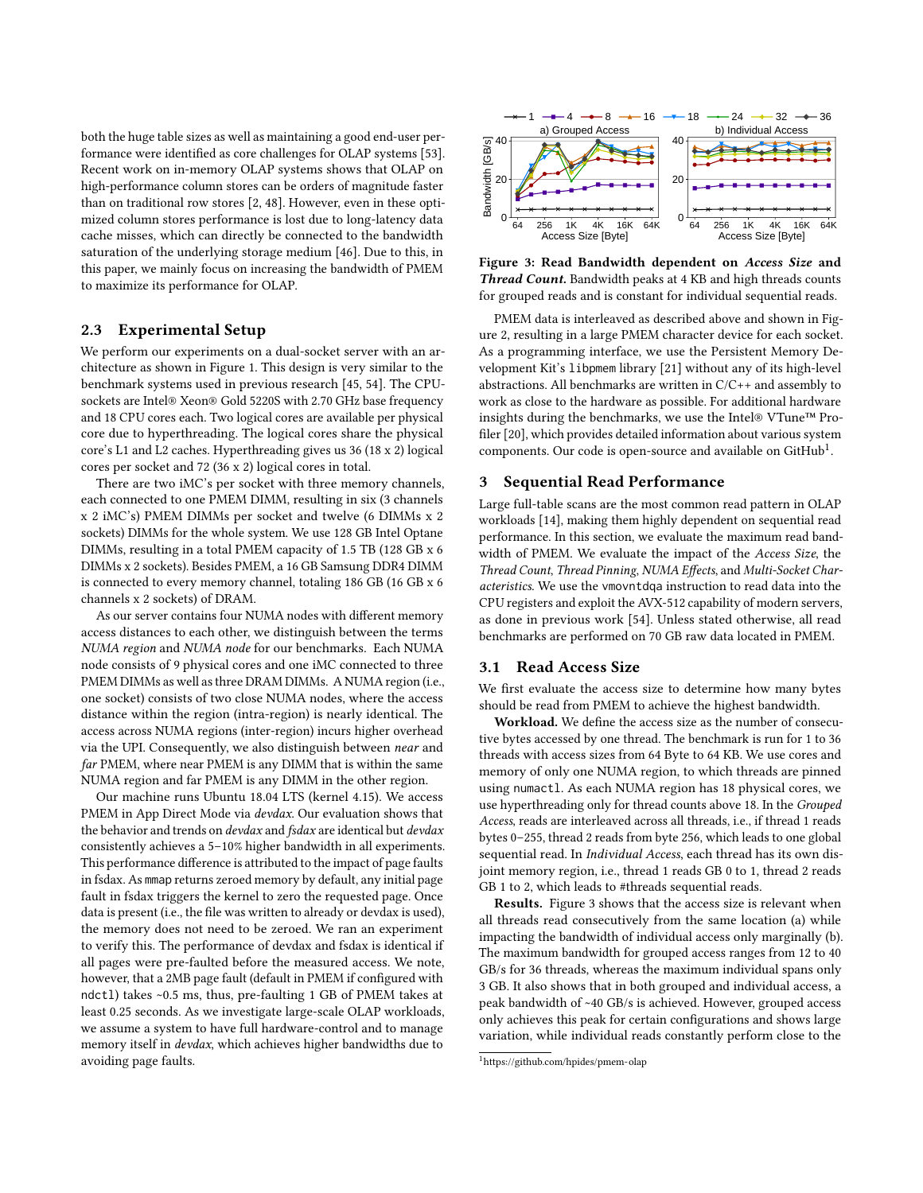both the huge table sizes as well as maintaining a good end-user performance were identified as core challenges for OLAP systems [53]. Recent work on in-memory OLAP systems shows that OLAP on high-performance column stores can be orders of magnitude faster than on traditional row stores [2, 48]. However, even in these optimized column stores performance is lost due to long-latency data cache misses, which can directly be connected to the bandwidth saturation of the underlying storage medium [46]. Due to this, in this paper, we mainly focus on increasing the bandwidth of PMEM to maximize its performance for OLAP.

### 2.3 Experimental Setup

We perform our experiments on a dual-socket server with an architecture as shown in Figure 1. This design is very similar to the benchmark systems used in previous research [45, 54]. The CPU-sockets are Intel® Xeon® Gold 5220S with 2.70 GHz base frequency and 18 CPU cores each. Two logical cores are available per physical core due to hyperthreading. The logical cores share the physical core's L1 and L2 caches. Hyperthreading gives us 36 (18 x 2) logical cores per socket and 72 (36 x 2) logical cores in total.

There are two iMC's per socket with three memory channels, each connected to one PMEM DIMM, resulting in six (3 channels x 2 iMC's) PMEM DIMMs per socket and twelve (6 DIMMs x 2 sockets) DIMMs for the whole system. We use 128 GB Intel Optane DIMMs, resulting in a total PMEM capacity of 1.5 TB (128 GB x 6 DIMMs x 2 sockets). Besides PMEM, a 16 GB Samsung DDR4 DIMM is connected to every memory channel, totaling 186 GB (16 GB x 6 channels x 2 sockets) of DRAM.

As our server contains four NUMA nodes with different memory access distances to each other, we distinguish between the terms *NUMA region* and *NUMA node* for our benchmarks. Each NUMA node consists of 9 physical cores and one iMC connected to three PMEM DIMMs as well as three DRAM DIMMs. A NUMA region (i.e., one socket) consists of two close NUMA nodes, where the access distance within the region (intra-region) is nearly identical. The access across NUMA regions (inter-region) incurs higher overhead via the UPI. Consequently, we also distinguish between *near* and *far* PMEM, where near PMEM is any DIMM that is within the same NUMA region and far PMEM is any DIMM in the other region.

Our machine runs Ubuntu 18.04 LTS (kernel 4.15). We access PMEM in App Direct Mode via *devdax*. Our evaluation shows that the behavior and trends on *devdax* and *fsdax* are identical but *devdax* consistently achieves a 5–10% higher bandwidth in all experiments. This performance difference is attributed to the impact of page faults in fsdax. As `mmap` returns zeroed memory by default, any initial page fault in fsdax triggers the kernel to zero the requested page. Once data is present (i.e., the file was written to already or devdax is used), the memory does not need to be zeroed. We ran an experiment to verify this. The performance of devdax and fsdax is identical if all pages were pre-faulted before the measured access. We note, however, that a 2MB page fault (default in PMEM if configured with `ndctl`) takes ~0.5 ms, thus, pre-faulting 1 GB of PMEM takes at least 0.25 seconds. As we investigate large-scale OLAP workloads, we assume a system to have full hardware-control and to manage memory itself in *devdax*, which achieves higher bandwidths due to avoiding page faults.

**Figure 3: Read Bandwidth dependent on *Access Size* and *Thread Count*.** Bandwidth peaks at 4 KB and high threads counts for grouped reads and is constant for individual sequential reads.

PMEM data is interleaved as described above and shown in Figure 2, resulting in a large PMEM character device for each socket. As a programming interface, we use the Persistent Memory Development Kit's `libpmem` library [21] without any of its high-level abstractions. All benchmarks are written in C/C++ and assembly to work as close to the hardware as possible. For additional hardware insights during the benchmarks, we use the Intel® VTune™ Profiler [20], which provides detailed information about various system components. Our code is open-source and available on GitHub[1].

## 3 Sequential Read Performance

Large full-table scans are the most common read pattern in OLAP workloads [14], making them highly dependent on sequential read performance. In this section, we evaluate the maximum read bandwidth of PMEM. We evaluate the impact of the *Access Size*, the *Thread Count*, *Thread Pinning*, *NUMA Effects*, and *Multi-Socket Characteristics*. We use the `vmovntdqa` instruction to read data into the CPU registers and exploit the AVX-512 capability of modern servers, as done in previous work [54]. Unless stated otherwise, all read benchmarks are performed on 70 GB raw data located in PMEM.

### 3.1 Read Access Size

We first evaluate the access size to determine how many bytes should be read from PMEM to achieve the highest bandwidth.

**Workload.** We define the access size as the number of consecutive bytes accessed by one thread. The benchmark is run for 1 to 36 threads with access sizes from 64 Byte to 64 KB. We use cores and memory of only one NUMA region, to which threads are pinned using `numactl`. As each NUMA region has 18 physical cores, we use hyperthreading only for thread counts above 18. In the *Grouped Access*, reads are interleaved across all threads, i.e., if thread 1 reads bytes 0–255, thread 2 reads from byte 256, which leads to one global sequential read. In *Individual Access*, each thread has its own disjoint memory region, i.e., thread 1 reads GB 0 to 1, thread 2 reads GB 1 to 2, which leads to #threads sequential reads.

**Results.** Figure 3 shows that the access size is relevant when all threads read consecutively from the same location (a) while impacting the bandwidth of individual access only marginally (b). The maximum bandwidth for grouped access ranges from 12 to 40 GB/s for 36 threads, whereas the maximum individual spans only 3 GB. It also shows that in both grouped and individual access, a peak bandwidth of ~40 GB/s is achieved. However, grouped access only achieves this peak for certain configurations and shows large variation, while individual reads constantly perform close to the

[1] https://github.com/hpides/pmem-olap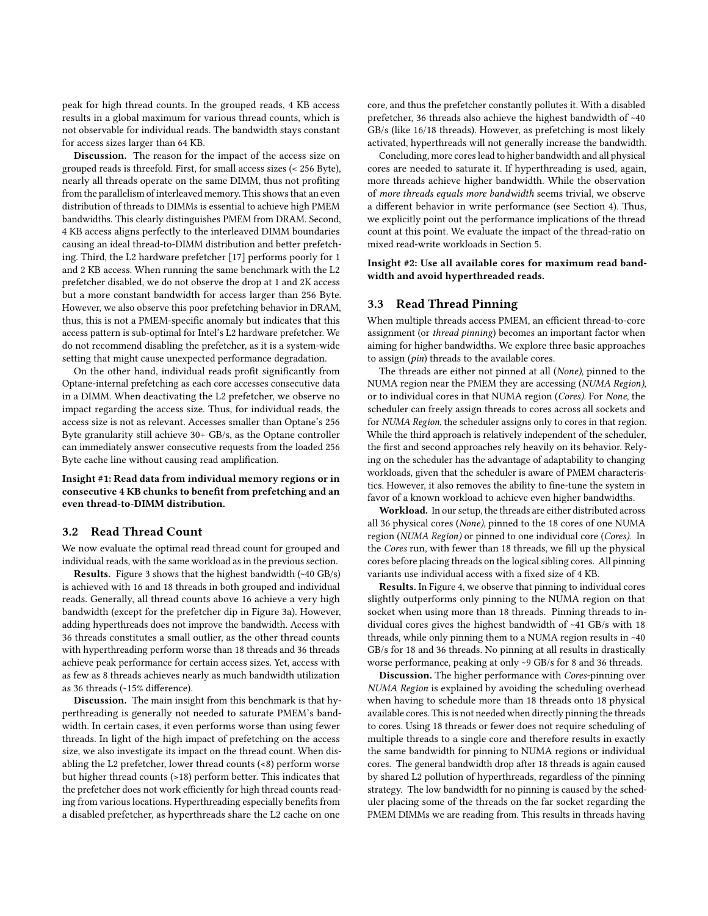peak for high thread counts. In the grouped reads, 4 KB access results in a global maximum for various thread counts, which is not observable for individual reads. The bandwidth stays constant for access sizes larger than 64 KB.

**Discussion.** The reason for the impact of the access size on grouped reads is threefold. First, for small access sizes (< 256 Byte), nearly all threads operate on the same DIMM, thus not profiting from the parallelism of interleaved memory. This shows that an even distribution of threads to DIMMs is essential to achieve high PMEM bandwidths. This clearly distinguishes PMEM from DRAM. Second, 4 KB access aligns perfectly to the interleaved DIMM boundaries causing an ideal thread-to-DIMM distribution and better prefetching. Third, the L2 hardware prefetcher [17] performs poorly for 1 and 2 KB access. When running the same benchmark with the L2 prefetcher disabled, we do not observe the drop at 1 and 2K access but a more constant bandwidth for access larger than 256 Byte. However, we also observe this poor prefetching behavior in DRAM, thus, this is not a PMEM-specific anomaly but indicates that this access pattern is sub-optimal for Intel's L2 hardware prefetcher. We do not recommend disabling the prefetcher, as it is a system-wide setting that might cause unexpected performance degradation.

On the other hand, individual reads profit significantly from Optane-internal prefetching as each core accesses consecutive data in a DIMM. When deactivating the L2 prefetcher, we observe no impact regarding the access size. Thus, for individual reads, the access size is not as relevant. Accesses smaller than Optane's 256 Byte granularity still achieve 30+ GB/s, as the Optane controller can immediately answer consecutive requests from the loaded 256 Byte cache line without causing read amplification.

**Insight #1: Read data from individual memory regions or in consecutive 4 KB chunks to benefit from prefetching and an even thread-to-DIMM distribution.**

## 3.2 Read Thread Count

We now evaluate the optimal read thread count for grouped and individual reads, with the same workload as in the previous section.

**Results.** Figure 3 shows that the highest bandwidth (~40 GB/s) is achieved with 16 and 18 threads in both grouped and individual reads. Generally, all thread counts above 16 achieve a very high bandwidth (except for the prefetcher dip in Figure 3a). However, adding hyperthreads does not improve the bandwidth. Access with 36 threads constitutes a small outlier, as the other thread counts with hyperthreading perform worse than 18 threads and 36 threads achieve peak performance for certain access sizes. Yet, access with as few as 8 threads achieves nearly as much bandwidth utilization as 36 threads (~15% difference).

**Discussion.** The main insight from this benchmark is that hyperthreading is generally not needed to saturate PMEM's bandwidth. In certain cases, it even performs worse than using fewer threads. In light of the high impact of prefetching on the access size, we also investigate its impact on the thread count. When disabling the L2 prefetcher, lower thread counts (<8) perform worse but higher thread counts (>18) perform better. This indicates that the prefetcher does not work efficiently for high thread counts reading from various locations. Hyperthreading especially benefits from a disabled prefetcher, as hyperthreads share the L2 cache on one core, and thus the prefetcher constantly pollutes it. With a disabled prefetcher, 36 threads also achieve the highest bandwidth of ~40 GB/s (like 16/18 threads). However, as prefetching is most likely activated, hyperthreads will not generally increase the bandwidth.

Concluding, more cores lead to higher bandwidth and all physical cores are needed to saturate it. If hyperthreading is used, again, more threads achieve higher bandwidth. While the observation of *more threads equals more bandwidth* seems trivial, we observe a different behavior in write performance (see Section 4). Thus, we explicitly point out the performance implications of the thread count at this point. We evaluate the impact of the thread-ratio on mixed read-write workloads in Section 5.

**Insight #2: Use all available cores for maximum read bandwidth and avoid hyperthreaded reads.**

## 3.3 Read Thread Pinning

When multiple threads access PMEM, an efficient thread-to-core assignment (or *thread pinning*) becomes an important factor when aiming for higher bandwidths. We explore three basic approaches to assign (*pin*) threads to the available cores.

The threads are either not pinned at all (*None*), pinned to the NUMA region near the PMEM they are accessing (*NUMA Region*), or to individual cores in that NUMA region (*Cores*). For *None*, the scheduler can freely assign threads to cores across all sockets and for *NUMA Region*, the scheduler assigns only to cores in that region. While the third approach is relatively independent of the scheduler, the first and second approaches rely heavily on its behavior. Relying on the scheduler has the advantage of adaptability to changing workloads, given that the scheduler is aware of PMEM characteristics. However, it also removes the ability to fine-tune the system in favor of a known workload to achieve even higher bandwidths.

**Workload.** In our setup, the threads are either distributed across all 36 physical cores (*None*), pinned to the 18 cores of one NUMA region (*NUMA Region*) or pinned to one individual core (*Cores*). In the *Cores* run, with fewer than 18 threads, we fill up the physical cores before placing threads on the logical sibling cores. All pinning variants use individual access with a fixed size of 4 KB.

**Results.** In Figure 4, we observe that pinning to individual cores slightly outperforms only pinning to the NUMA region on that socket when using more than 18 threads. Pinning threads to individual cores gives the highest bandwidth of ~41 GB/s with 18 threads, while only pinning them to a NUMA region results in ~40 GB/s for 18 and 36 threads. No pinning at all results in drastically worse performance, peaking at only ~9 GB/s for 8 and 36 threads.

**Discussion.** The higher performance with *Cores*-pinning over *NUMA Region* is explained by avoiding the scheduling overhead when having to schedule more than 18 threads onto 18 physical available cores. This is not needed when directly pinning the threads to cores. Using 18 threads or fewer does not require scheduling of multiple threads to a single core and therefore results in exactly the same bandwidth for pinning to NUMA regions or individual cores. The general bandwidth drop after 18 threads is again caused by shared L2 pollution of hyperthreads, regardless of the pinning strategy. The low bandwidth for no pinning is caused by the scheduler placing some of the threads on the far socket regarding the PMEM DIMMs we are reading from. This results in threads having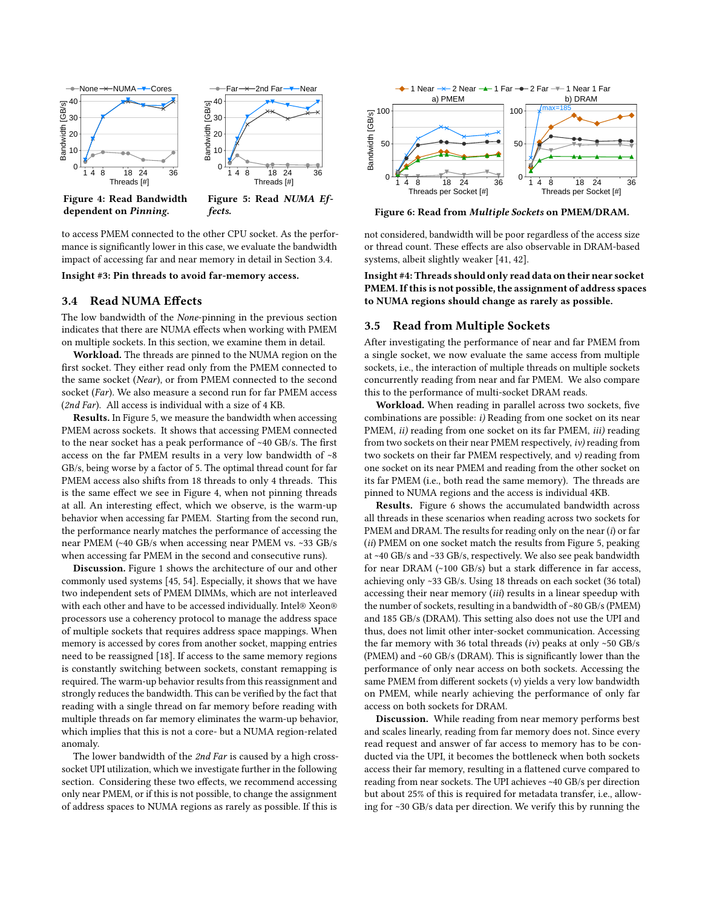Figure 4: Read Bandwidth dependent on *Pinning*.

Figure 5: Read *NUMA Effects*.

Figure 6: Read from *Multiple Sockets* on PMEM/DRAM.

to access PMEM connected to the other CPU socket. As the performance is significantly lower in this case, we evaluate the bandwidth impact of accessing far and near memory in detail in Section 3.4.

**Insight #3: Pin threads to avoid far-memory access.**

## 3.4 Read NUMA Effects

The low bandwidth of the *None*-pinning in the previous section indicates that there are NUMA effects when working with PMEM on multiple sockets. In this section, we examine them in detail.

**Workload.** The threads are pinned to the NUMA region on the first socket. They either read only from the PMEM connected to the same socket (*Near*), or from PMEM connected to the second socket (*Far*). We also measure a second run for far PMEM access (*2nd Far*). All access is individual with a size of 4 KB.

**Results.** In Figure 5, we measure the bandwidth when accessing PMEM across sockets. It shows that accessing PMEM connected to the near socket has a peak performance of ~40 GB/s. The first access on the far PMEM results in a very low bandwidth of ~8 GB/s, being worse by a factor of 5. The optimal thread count for far PMEM access also shifts from 18 threads to only 4 threads. This is the same effect we see in Figure 4, when not pinning threads at all. An interesting effect, which we observe, is the warm-up behavior when accessing far PMEM. Starting from the second run, the performance nearly matches the performance of accessing the near PMEM (~40 GB/s when accessing near PMEM vs. ~33 GB/s when accessing far PMEM in the second and consecutive runs).

**Discussion.** Figure 1 shows the architecture of our and other commonly used systems [45, 54]. Especially, it shows that we have two independent sets of PMEM DIMMs, which are not interleaved with each other and have to be accessed individually. Intel® Xeon® processors use a coherency protocol to manage the address space of multiple sockets that requires address space mappings. When memory is accessed by cores from another socket, mapping entries need to be reassigned [18]. If access to the same memory regions is constantly switching between sockets, constant remapping is required. The warm-up behavior results from this reassignment and strongly reduces the bandwidth. This can be verified by the fact that reading with a single thread on far memory before reading with multiple threads on far memory eliminates the warm-up behavior, which implies that this is not a core- but a NUMA region-related anomaly.

The lower bandwidth of the *2nd Far* is caused by a high cross-socket UPI utilization, which we investigate further in the following section. Considering these two effects, we recommend accessing only near PMEM, or if this is not possible, to change the assignment of address spaces to NUMA regions as rarely as possible. If this is not considered, bandwidth will be poor regardless of the access size or thread count. These effects are also observable in DRAM-based systems, albeit slightly weaker [41, 42].

**Insight #4: Threads should only read data on their near socket PMEM. If this is not possible, the assignment of address spaces to NUMA regions should change as rarely as possible.**

## 3.5 Read from Multiple Sockets

After investigating the performance of near and far PMEM from a single socket, we now evaluate the same access from multiple sockets, i.e., the interaction of multiple threads on multiple sockets concurrently reading from near and far PMEM. We also compare this to the performance of multi-socket DRAM reads.

**Workload.** When reading in parallel across two sockets, five combinations are possible: *i)* Reading from one socket on its near PMEM, *ii)* reading from one socket on its far PMEM, *iii)* reading from two sockets on their near PMEM respectively, *iv)* reading from two sockets on their far PMEM respectively, and *v)* reading from one socket on its near PMEM and reading from the other socket on its far PMEM (i.e., both read the same memory). The threads are pinned to NUMA regions and the access is individual 4KB.

**Results.** Figure 6 shows the accumulated bandwidth across all threads in these scenarios when reading across two sockets for PMEM and DRAM. The results for reading only on the near (*i*) or far (*ii*) PMEM on one socket match the results from Figure 5, peaking at ~40 GB/s and ~33 GB/s, respectively. We also see peak bandwidth for near DRAM (~100 GB/s) but a stark difference in far access, achieving only ~33 GB/s. Using 18 threads on each socket (36 total) accessing their near memory (*iii*) results in a linear speedup with the number of sockets, resulting in a bandwidth of ~80 GB/s (PMEM) and 185 GB/s (DRAM). This setting also does not use the UPI and thus, does not limit other inter-socket communication. Accessing the far memory with 36 total threads (*iv*) peaks at only ~50 GB/s (PMEM) and ~60 GB/s (DRAM). This is significantly lower than the performance of only near access on both sockets. Accessing the same PMEM from different sockets (*v*) yields a very low bandwidth on PMEM, while nearly achieving the performance of only far access on both sockets for DRAM.

**Discussion.** While reading from near memory performs best and scales linearly, reading from far memory does not. Since every read request and answer of far access to memory has to be conducted via the UPI, it becomes the bottleneck when both sockets access their far memory, resulting in a flattened curve compared to reading from near sockets. The UPI achieves ~40 GB/s per direction but about 25% of this is required for metadata transfer, i.e., allowing for ~30 GB/s data per direction. We verify this by running the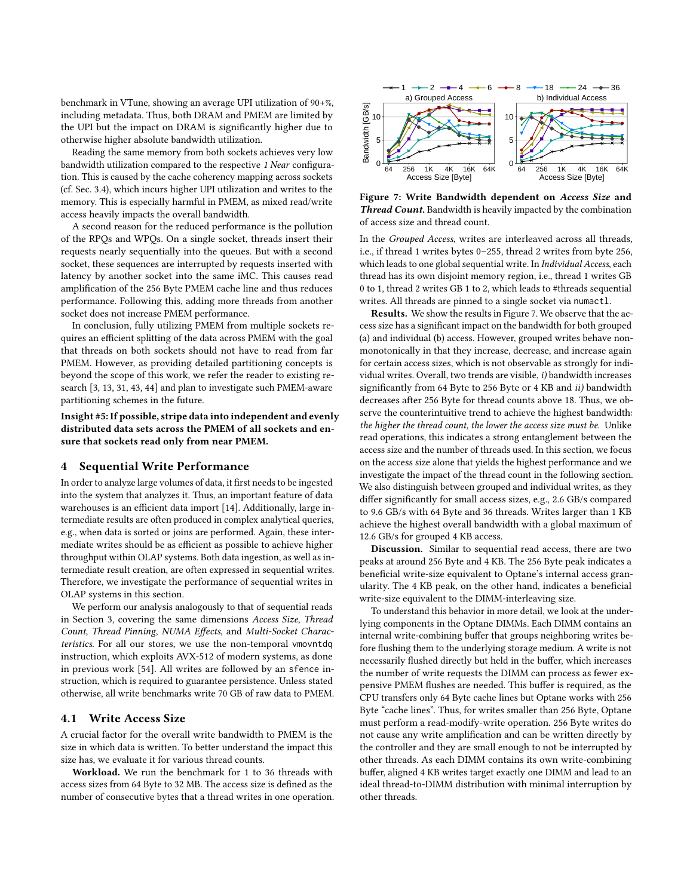benchmark in VTune, showing an average UPI utilization of 90+%, including metadata. Thus, both DRAM and PMEM are limited by the UPI but the impact on DRAM is significantly higher due to otherwise higher absolute bandwidth utilization.

Reading the same memory from both sockets achieves very low bandwidth utilization compared to the respective *1 Near* configuration. This is caused by the cache coherency mapping across sockets (cf. Sec. 3.4), which incurs higher UPI utilization and writes to the memory. This is especially harmful in PMEM, as mixed read/write access heavily impacts the overall bandwidth.

A second reason for the reduced performance is the pollution of the RPQs and WPQs. On a single socket, threads insert their requests nearly sequentially into the queues. But with a second socket, these sequences are interrupted by requests inserted with latency by another socket into the same iMC. This causes read amplification of the 256 Byte PMEM cache line and thus reduces performance. Following this, adding more threads from another socket does not increase PMEM performance.

In conclusion, fully utilizing PMEM from multiple sockets requires an efficient splitting of the data across PMEM with the goal that threads on both sockets should not have to read from far PMEM. However, as providing detailed partitioning concepts is beyond the scope of this work, we refer the reader to existing research [3, 13, 31, 43, 44] and plan to investigate such PMEM-aware partitioning schemes in the future.

**Insight #5: If possible, stripe data into independent and evenly distributed data sets across the PMEM of all sockets and ensure that sockets read only from near PMEM.**

## 4 Sequential Write Performance

In order to analyze large volumes of data, it first needs to be ingested into the system that analyzes it. Thus, an important feature of data warehouses is an efficient data import [14]. Additionally, large intermediate results are often produced in complex analytical queries, e.g., when data is sorted or joins are performed. Again, these intermediate writes should be as efficient as possible to achieve higher throughput within OLAP systems. Both data ingestion, as well as intermediate result creation, are often expressed in sequential writes. Therefore, we investigate the performance of sequential writes in OLAP systems in this section.

We perform our analysis analogously to that of sequential reads in Section 3, covering the same dimensions *Access Size*, *Thread Count*, *Thread Pinning*, *NUMA Effects*, and *Multi-Socket Characteristics*. For all our stores, we use the non-temporal `vmovntdq` instruction, which exploits AVX-512 of modern systems, as done in previous work [54]. All writes are followed by an `sfence` instruction, which is required to guarantee persistence. Unless stated otherwise, all write benchmarks write 70 GB of raw data to PMEM.

### 4.1 Write Access Size

A crucial factor for the overall write bandwidth to PMEM is the size in which data is written. To better understand the impact this size has, we evaluate it for various thread counts.

**Workload.** We run the benchmark for 1 to 36 threads with access sizes from 64 Byte to 32 MB. The access size is defined as the number of consecutive bytes that a thread writes in one operation.

**Figure 7: Write Bandwidth dependent on *Access Size* and *Thread Count*.** Bandwidth is heavily impacted by the combination of access size and thread count.

In the *Grouped Access*, writes are interleaved across all threads, i.e., if thread 1 writes bytes 0–255, thread 2 writes from byte 256, which leads to one global sequential write. In *Individual Access*, each thread has its own disjoint memory region, i.e., thread 1 writes GB 0 to 1, thread 2 writes GB 1 to 2, which leads to #threads sequential writes. All threads are pinned to a single socket via `numactl`.

**Results.** We show the results in Figure 7. We observe that the access size has a significant impact on the bandwidth for both grouped (a) and individual (b) access. However, grouped writes behave non-monotonically in that they increase, decrease, and increase again for certain access sizes, which is not observable as strongly for individual writes. Overall, two trends are visible, *i)* bandwidth increases significantly from 64 Byte to 256 Byte or 4 KB and *ii)* bandwidth decreases after 256 Byte for thread counts above 18. Thus, we observe the counterintuitive trend to achieve the highest bandwidth: *the higher the thread count, the lower the access size must be.* Unlike read operations, this indicates a strong entanglement between the access size and the number of threads used. In this section, we focus on the access size alone that yields the highest performance and we investigate the impact of the thread count in the following section. We also distinguish between grouped and individual writes, as they differ significantly for small access sizes, e.g., 2.6 GB/s compared to 9.6 GB/s with 64 Byte and 36 threads. Writes larger than 1 KB achieve the highest overall bandwidth with a global maximum of 12.6 GB/s for grouped 4 KB access.

**Discussion.** Similar to sequential read access, there are two peaks at around 256 Byte and 4 KB. The 256 Byte peak indicates a beneficial write-size equivalent to Optane's internal access granularity. The 4 KB peak, on the other hand, indicates a beneficial write-size equivalent to the DIMM-interleaving size.

To understand this behavior in more detail, we look at the underlying components in the Optane DIMMs. Each DIMM contains an internal write-combining buffer that groups neighboring writes before flushing them to the underlying storage medium. A write is not necessarily flushed directly but held in the buffer, which increases the number of write requests the DIMM can process as fewer expensive PMEM flushes are needed. This buffer is required, as the CPU transfers only 64 Byte cache lines but Optane works with 256 Byte "cache lines". Thus, for writes smaller than 256 Byte, Optane must perform a read-modify-write operation. 256 Byte writes do not cause any write amplification and can be written directly by the controller and they are small enough to not be interrupted by other threads. As each DIMM contains its own write-combining buffer, aligned 4 KB writes target exactly one DIMM and lead to an ideal thread-to-DIMM distribution with minimal interruption by other threads.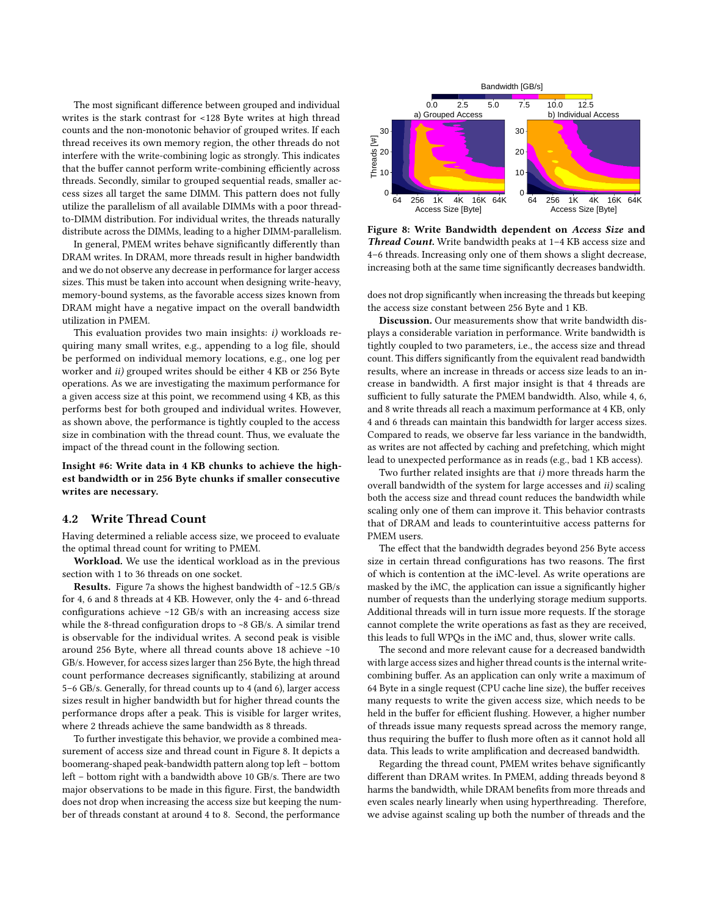The most significant difference between grouped and individual writes is the stark contrast for <128 Byte writes at high thread counts and the non-monotonic behavior of grouped writes. If each thread receives its own memory region, the other threads do not interfere with the write-combining logic as strongly. This indicates that the buffer cannot perform write-combining efficiently across threads. Secondly, similar to grouped sequential reads, smaller access sizes all target the same DIMM. This pattern does not fully utilize the parallelism of all available DIMMs with a poor thread-to-DIMM distribution. For individual writes, the threads naturally distribute across the DIMMs, leading to a higher DIMM-parallelism.

In general, PMEM writes behave significantly differently than DRAM writes. In DRAM, more threads result in higher bandwidth and we do not observe any decrease in performance for larger access sizes. This must be taken into account when designing write-heavy, memory-bound systems, as the favorable access sizes known from DRAM might have a negative impact on the overall bandwidth utilization in PMEM.

This evaluation provides two main insights: *i)* workloads requiring many small writes, e.g., appending to a log file, should be performed on individual memory locations, e.g., one log per worker and *ii)* grouped writes should be either 4 KB or 256 Byte operations. As we are investigating the maximum performance for a given access size at this point, we recommend using 4 KB, as this performs best for both grouped and individual writes. However, as shown above, the performance is tightly coupled to the access size in combination with the thread count. Thus, we evaluate the impact of the thread count in the following section.

**Insight #6: Write data in 4 KB chunks to achieve the highest bandwidth or in 256 Byte chunks if smaller consecutive writes are necessary.**

## 4.2 Write Thread Count

Having determined a reliable access size, we proceed to evaluate the optimal thread count for writing to PMEM.

**Workload.** We use the identical workload as in the previous section with 1 to 36 threads on one socket.

**Results.** Figure 7a shows the highest bandwidth of ~12.5 GB/s for 4, 6 and 8 threads at 4 KB. However, only the 4- and 6-thread configurations achieve ~12 GB/s with an increasing access size while the 8-thread configuration drops to ~8 GB/s. A similar trend is observable for the individual writes. A second peak is visible around 256 Byte, where all thread counts above 18 achieve ~10 GB/s. However, for access sizes larger than 256 Byte, the high thread count performance decreases significantly, stabilizing at around 5–6 GB/s. Generally, for thread counts up to 4 (and 6), larger access sizes result in higher bandwidth but for higher thread counts the performance drops after a peak. This is visible for larger writes, where 2 threads achieve the same bandwidth as 8 threads.

To further investigate this behavior, we provide a combined measurement of access size and thread count in Figure 8. It depicts a boomerang-shaped peak-bandwidth pattern along top left – bottom left – bottom right with a bandwidth above 10 GB/s. There are two major observations to be made in this figure. First, the bandwidth does not drop when increasing the access size but keeping the number of threads constant at around 4 to 8. Second, the performance does not drop significantly when increasing the threads but keeping the access size constant between 256 Byte and 1 KB.

**Figure 8: Write Bandwidth dependent on *Access Size* and *Thread Count*.** Write bandwidth peaks at 1–4 KB access size and 4–6 threads. Increasing only one of them shows a slight decrease, increasing both at the same time significantly decreases bandwidth.

**Discussion.** Our measurements show that write bandwidth displays a considerable variation in performance. Write bandwidth is tightly coupled to two parameters, i.e., the access size and thread count. This differs significantly from the equivalent read bandwidth results, where an increase in threads or access size leads to an increase in bandwidth. A first major insight is that 4 threads are sufficient to fully saturate the PMEM bandwidth. Also, while 4, 6, and 8 write threads all reach a maximum performance at 4 KB, only 4 and 6 threads can maintain this bandwidth for larger access sizes. Compared to reads, we observe far less variance in the bandwidth, as writes are not affected by caching and prefetching, which might lead to unexpected performance as in reads (e.g., bad 1 KB access).

Two further related insights are that *i)* more threads harm the overall bandwidth of the system for large accesses and *ii)* scaling both the access size and thread count reduces the bandwidth while scaling only one of them can improve it. This behavior contrasts that of DRAM and leads to counterintuitive access patterns for PMEM users.

The effect that the bandwidth degrades beyond 256 Byte access size in certain thread configurations has two reasons. The first of which is contention at the iMC-level. As write operations are masked by the iMC, the application can issue a significantly higher number of requests than the underlying storage medium supports. Additional threads will in turn issue more requests. If the storage cannot complete the write operations as fast as they are received, this leads to full WPQs in the iMC and, thus, slower write calls.

The second and more relevant cause for a decreased bandwidth with large access sizes and higher thread counts is the internal write-combining buffer. As an application can only write a maximum of 64 Byte in a single request (CPU cache line size), the buffer receives many requests to write the given access size, which needs to be held in the buffer for efficient flushing. However, a higher number of threads issue many requests spread across the memory range, thus requiring the buffer to flush more often as it cannot hold all data. This leads to write amplification and decreased bandwidth.

Regarding the thread count, PMEM writes behave significantly different than DRAM writes. In PMEM, adding threads beyond 8 harms the bandwidth, while DRAM benefits from more threads and even scales nearly linearly when using hyperthreading. Therefore, we advise against scaling up both the number of threads and the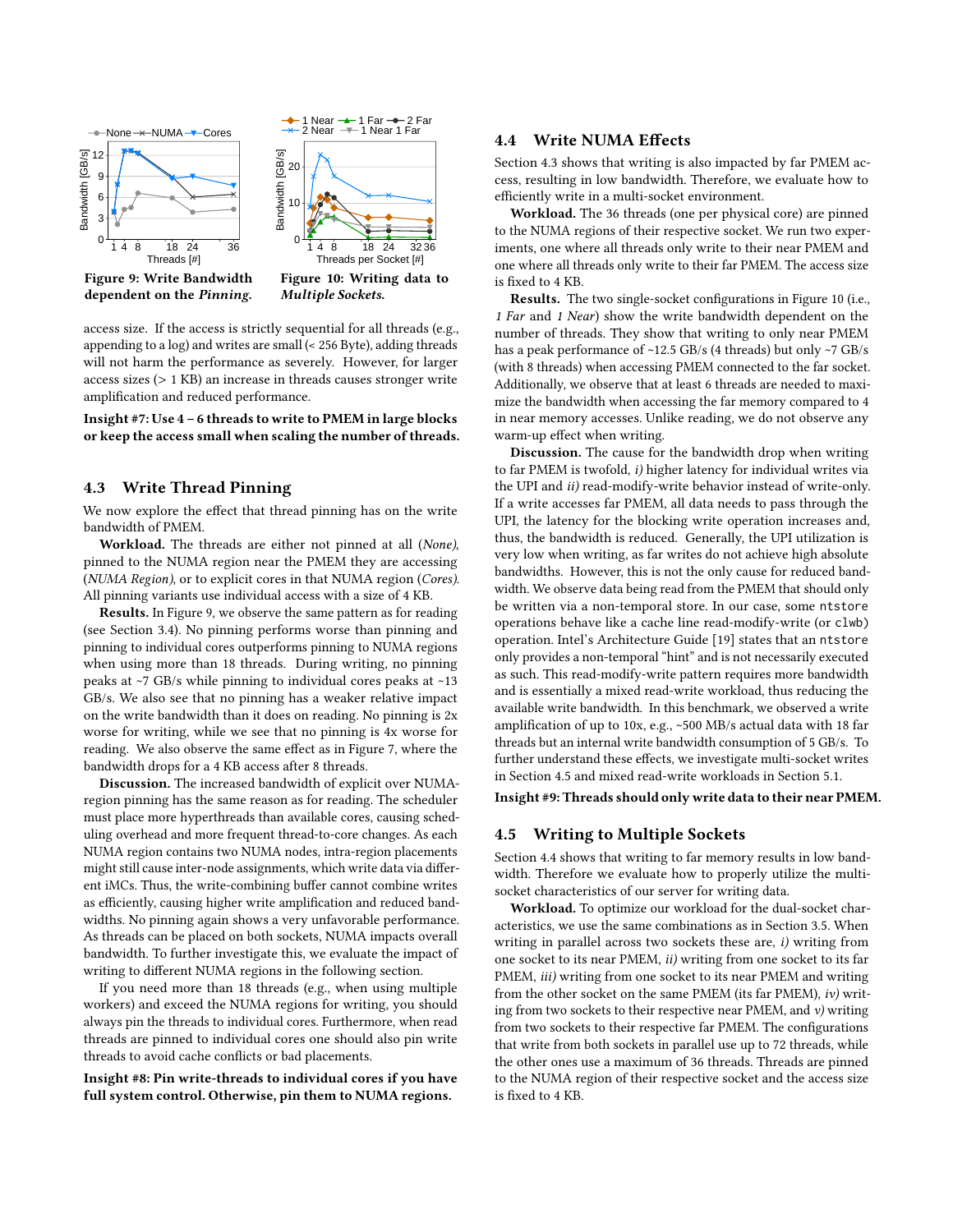Figure 9: Write Bandwidth dependent on the *Pinning*.

Figure 10: Writing data to *Multiple Sockets*.

access size. If the access is strictly sequential for all threads (e.g., appending to a log) and writes are small (< 256 Byte), adding threads will not harm the performance as severely. However, for larger access sizes (> 1 KB) an increase in threads causes stronger write amplification and reduced performance.

**Insight #7: Use 4 – 6 threads to write to PMEM in large blocks or keep the access small when scaling the number of threads.**

## 4.3 Write Thread Pinning

We now explore the effect that pinning has on the write bandwidth of PMEM.

**Workload.** The threads are either not pinned at all (*None*), pinned to the NUMA region near the PMEM they are accessing (*NUMA Region*), or to explicit cores in that NUMA region (*Cores*). All pinning variants use individual access with a size of 4 KB.

**Results.** In Figure 9, we observe the same pattern as for reading (see Section 3.4). No pinning performs worse than pinning and pinning to individual cores outperforms pinning to NUMA regions when using more than 18 threads. During writing, no pinning peaks at ~7 GB/s while pinning to individual cores peaks at ~13 GB/s. We also see that no pinning has a weaker relative impact on the write bandwidth than it does on reading. No pinning is 2x worse for writing, while we see that no pinning is 4x worse for reading. We also observe the same effect as in Figure 7, where the bandwidth drops for a 4 KB access after 8 threads.

**Discussion.** The increased bandwidth of explicit over NUMA-region pinning has the same reason as for reading. The scheduler must place more hyperthreads than available cores, causing scheduling overhead and more frequent thread-to-core changes. As each NUMA region contains two NUMA nodes, intra-region placements might still cause inter-node assignments, which write data via different iMCs. Thus, the write-combining buffer cannot combine writes as efficiently, causing higher write amplification and reduced bandwidths. No pinning again shows a very unfavorable performance. As threads can be placed on both sockets, NUMA impacts overall bandwidth. To further investigate this, we evaluate the impact of writing to different NUMA regions in the following section.

If you need more than 18 threads (e.g., when using multiple workers) and exceed the NUMA regions for writing, you should always pin the threads to individual cores. Furthermore, when read threads are pinned to individual cores one should also pin write threads to avoid cache conflicts or bad placements.

**Insight #8: Pin write-threads to individual cores if you have full system control. Otherwise, pin them to NUMA regions.**

## 4.4 Write NUMA Effects

Section 4.3 shows that writing is also impacted by far PMEM access, resulting in low bandwidth. Therefore, we evaluate how to efficiently write in a multi-socket environment.

**Workload.** The 36 threads (one per physical core) are pinned to the NUMA regions of their respective socket. We run two experiments, one where all threads only write to their near PMEM and one where all threads only write to their far PMEM. The access size is fixed to 4 KB.

**Results.** The two single-socket configurations in Figure 10 (i.e., *1 Far* and *1 Near*) show the write bandwidth dependent on the number of threads. They show that writing to only near PMEM has a peak performance of ~12.5 GB/s (4 threads) but only ~7 GB/s (with 8 threads) when accessing PMEM connected to the far socket. Additionally, we observe that at least 6 threads are needed to maximize the bandwidth when accessing the far memory compared to 4 in near memory accesses. Unlike reading, we do not observe any warm-up effect when writing.

**Discussion.** The cause for the bandwidth drop when writing to far PMEM is twofold, *i)* higher latency for individual writes via the UPI and *ii)* read-modify-write behavior instead of write-only. If a write accesses far PMEM, all data needs to pass through the UPI, the latency for the blocking write operation increases and, thus, the bandwidth is reduced. Generally, the UPI utilization is very low when writing, as far writes do not achieve high absolute bandwidths. However, this is not the only cause for reduced bandwidth. We observe data being read from the PMEM that should only be written via a non-temporal store. In our case, some ntstore operations behave like a cache line read-modify-write (or clwb) operation. Intel's Architecture Guide [19] states that an ntstore only provides a non-temporal "hint" and is not necessarily executed as such. This read-modify-write pattern requires more bandwidth and is essentially a mixed read-write workload, thus reducing the available write bandwidth. In this benchmark, we observed a write amplification of up to 10x, e.g., ~500 MB/s actual data with 18 far threads but an internal write bandwidth consumption of 5 GB/s. To further understand these effects, we investigate multi-socket writes in Section 4.5 and mixed read-write workloads in Section 5.1.

**Insight #9: Threads should only write data to their near PMEM.**

## 4.5 Writing to Multiple Sockets

Section 4.4 shows that writing to far memory results in low bandwidth. Therefore we evaluate how to properly utilize the multi-socket characteristics of our server for writing data.

**Workload.** To optimize our workload for the dual-socket characteristics, we use the same combinations as in Section 3.5. When writing in parallel across two sockets these are, *i)* writing from one socket to its near PMEM, *ii)* writing from one socket to its far PMEM, *iii)* writing from one socket to its near PMEM and writing from the other socket on the same PMEM (its far PMEM), *iv)* writing from two sockets to their respective near PMEM, and *v)* writing from two sockets to their respective far PMEM. The configurations that write from both sockets in parallel use up to 72 threads, while the other ones use a maximum of 36 threads. Threads are pinned to the NUMA region of their respective socket and the access size is fixed to 4 KB.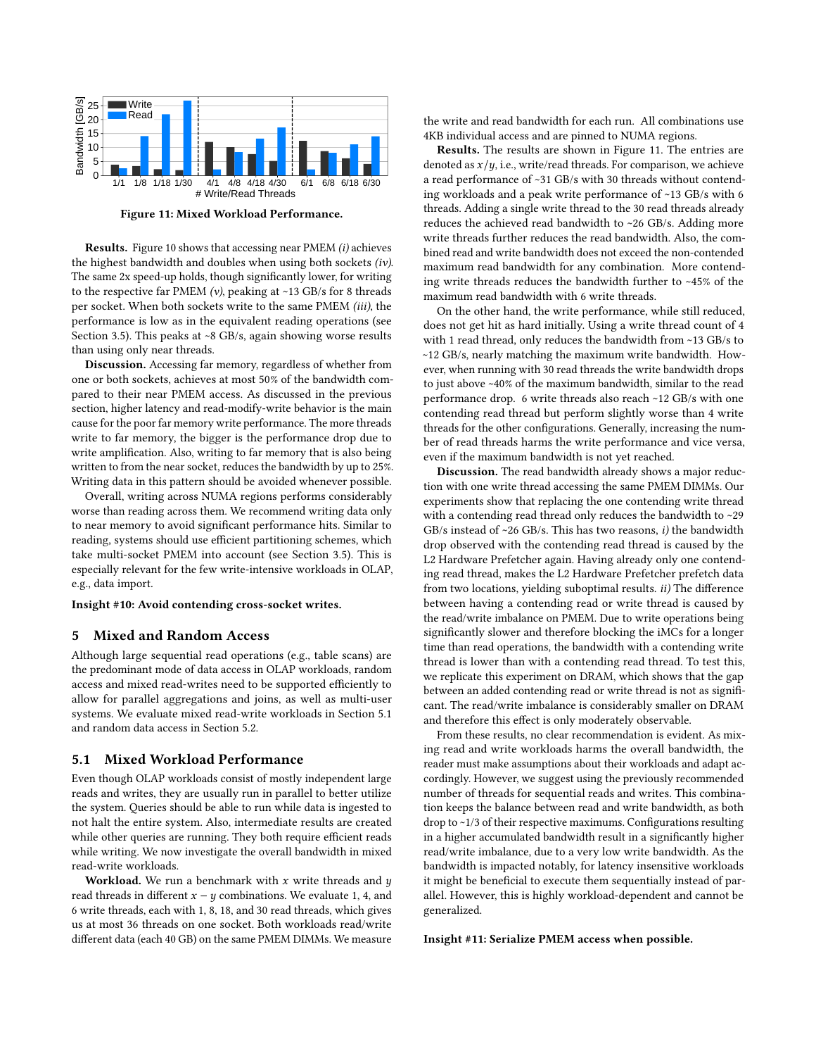Figure 11: Mixed Workload Performance.

**Results.** Figure 10 shows that accessing near PMEM *(i)* achieves the highest bandwidth and doubles when using both sockets *(iv)*. The same 2x speed-up holds, though significantly lower, for writing to the respective far PMEM *(v)*, peaking at ~13 GB/s for 8 threads per socket. When both sockets write to the same PMEM *(iii)*, the performance is low as in the equivalent reading operations (see Section 3.5). This peaks at ~8 GB/s, again showing worse results than using only near threads.

**Discussion.** Accessing far memory, regardless of whether from one or both sockets, achieves at most 50% of the bandwidth compared to their near PMEM access. As discussed in the previous section, higher latency and read-modify-write behavior is the main cause for the poor far memory write performance. The more threads write to far memory, the bigger is the performance drop due to write amplification. Also, writing to far memory that is also being written to from the near socket, reduces the bandwidth by up to 25%. Writing data in this pattern should be avoided whenever possible.

Overall, writing across NUMA regions performs considerably worse than reading across them. We recommend writing data only to near memory to avoid significant performance hits. Similar to reading, systems should use efficient partitioning schemes, which take multi-socket PMEM into account (see Section 3.5). This is especially relevant for the few write-intensive workloads in OLAP, e.g., data import.

**Insight #10: Avoid contending cross-socket writes.**

## 5 Mixed and Random Access

Although large sequential read operations (e.g., table scans) are the predominant mode of data access in OLAP workloads, random access and mixed read-writes need to be supported efficiently to allow for parallel aggregations and joins, as well as multi-user systems. We evaluate mixed read-write workloads in Section 5.1 and random data access in Section 5.2.

### 5.1 Mixed Workload Performance

Even though OLAP workloads consist of mostly independent large reads and writes, they are usually run in parallel to better utilize the system. Queries should be able to run while data is ingested to not halt the entire system. Also, intermediate results are created while other queries are running. They both require efficient reads while writing. We now investigate the overall bandwidth in mixed read-write workloads.

**Workload.** We run a benchmark with $x$ write threads and $y$ read threads in different $x - y$ combinations. We evaluate 1, 4, and 6 write threads, each with 1, 8, 18, and 30 read threads, which gives us at most 36 threads on one socket. Both workloads read/write different data (each 40 GB) on the same PMEM DIMMs. We measure the write and read bandwidth for each run. All combinations use 4KB individual access and are pinned to NUMA regions.

**Results.** The results are shown in Figure 11. The entries are denoted as $x/y$, i.e., write/read threads. For comparison, we achieve a read performance of ~31 GB/s with 30 threads without contending workloads and a peak write performance of ~13 GB/s with 6 threads. Adding a single write thread to the 30 read threads already reduces the achieved read bandwidth to ~26 GB/s. Adding more write threads further reduces the read bandwidth. Also, the combined read and write bandwidth does not exceed the non-contended maximum read bandwidth for any combination. More contending write threads reduces the bandwidth further to ~45% of the maximum read bandwidth with 6 write threads.

On the other hand, the write performance, while still reduced, does not get hit as hard initially. Using a write thread count of 4 with 1 read thread, only reduces the bandwidth from ~13 GB/s to ~12 GB/s, nearly matching the maximum write bandwidth. However, when running with 30 read threads the write bandwidth drops to just above ~40% of the maximum bandwidth, similar to the read performance drop. 6 write threads also reach ~12 GB/s with one contending read thread but perform slightly worse than 4 write threads for the other configurations. Generally, increasing the number of read threads harms the write performance and vice versa, even if the maximum bandwidth is not yet reached.

**Discussion.** The read bandwidth already shows a major reduction with one write thread accessing the same PMEM DIMMs. Our experiments show that replacing the one contending write thread with a contending read thread only reduces the bandwidth to ~29 GB/s instead of ~26 GB/s. This has two reasons, *i)* the bandwidth drop observed with the contending read thread is caused by the L2 Hardware Prefetcher again. Having already only one contending read thread, makes the L2 Hardware Prefetcher prefetch data from two locations, yielding suboptimal results. *ii)* The difference between having a contending read or write thread is caused by the read/write imbalance on PMEM. Due to write operations being significantly slower and therefore blocking the iMCs for a longer time than read operations, the bandwidth with a contending write thread is lower than with a contending read thread. To test this, we replicate this experiment on DRAM, which shows that the gap between an added contending read or write thread is not as significant. The read/write imbalance is considerably smaller on DRAM and therefore this effect is only moderately observable.

From these results, no clear recommendation is evident. As mixing read and write workloads harms the overall bandwidth, the reader must make assumptions about their workloads and adapt accordingly. However, we suggest using the previously recommended number of threads for sequential reads and writes. This combination keeps the balance between read and write bandwidth, as both drop to ~1/3 of their respective maximums. Configurations resulting in a higher accumulated bandwidth result in a significantly higher read/write imbalance, due to a very low write bandwidth. As the bandwidth is impacted notably, for latency insensitive workloads it might be beneficial to execute them sequentially instead of parallel. However, this is highly workload-dependent and cannot be generalized.

**Insight #11: Serialize PMEM access when possible.**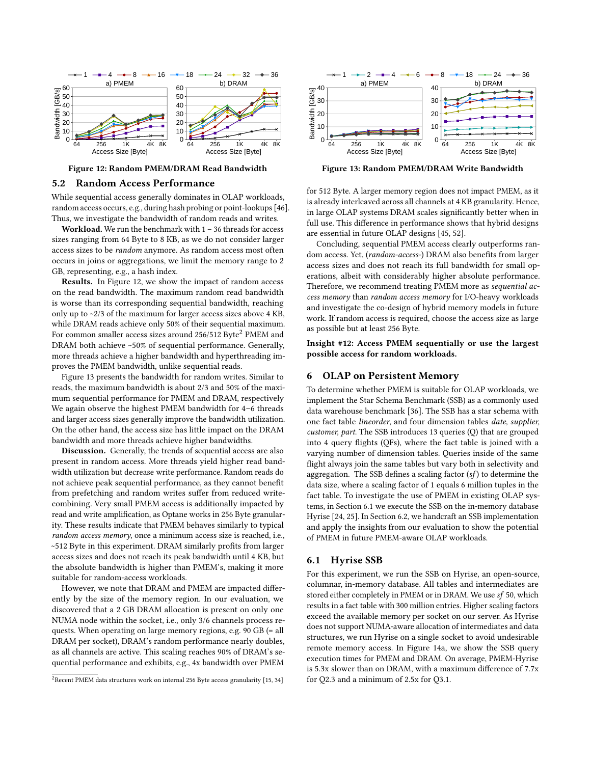Figure 12: Random PMEM/DRAM Read Bandwidth

Figure 13: Random PMEM/DRAM Write Bandwidth

## 5.2 Random Access Performance

While sequential access generally dominates in OLAP workloads, random access occurs, e.g., during hash probing or point-lookups [46]. Thus, we investigate the bandwidth of random reads and writes.

**Workload.** We run the benchmark with 1 – 36 threads for access sizes ranging from 64 Byte to 8 KB, as we do not consider larger access sizes to be *random* anymore. As random access most often occurs in joins or aggregations, we limit the memory range to 2 GB, representing, e.g., a hash index.

**Results.** In Figure 12, we show the impact of random access on the read bandwidth. The maximum random read bandwidth is worse than its corresponding sequential bandwidth, reaching only up to ~2/3 of the maximum for larger access sizes above 4 KB, while DRAM reads achieve only 50% of their sequential maximum. For common smaller access sizes around 256/512 Byte[2] PMEM and DRAM both achieve ~50% of sequential performance. Generally, more threads achieve a higher bandwidth and hyperthreading improves the PMEM bandwidth, unlike sequential reads.

Figure 13 presents the bandwidth for random writes. Similar to reads, the maximum bandwidth is about 2/3 and 50% of the maximum sequential performance for PMEM and DRAM, respectively We again observe the highest PMEM bandwidth for 4–6 threads and larger access sizes generally improve the bandwidth utilization. On the other hand, the access size has little impact on the DRAM bandwidth and more threads achieve higher bandwidths.

**Discussion.** Generally, the trends of sequential access are also present in random access. More threads yield higher read bandwidth utilization but decrease write performance. Random reads do not achieve peak sequential performance, as they cannot benefit from prefetching and random writes suffer from reduced write-combining. Very small PMEM access is additionally impacted by read and write amplification, as Optane works in 256 Byte granularity. These results indicate that PMEM behaves similarly to typical *random access memory*, once a minimum access size is reached, i.e., ~512 Byte in this experiment. DRAM similarly profits from larger access sizes and does not reach its peak bandwidth until 4 KB, but the absolute bandwidth is higher than PMEM's, making it more suitable for random-access workloads.

However, we note that DRAM and PMEM are impacted differently by the size of the memory region. In our evaluation, we discovered that a 2 GB DRAM allocation is present on only one NUMA node within the socket, i.e., only 3/6 channels process requests. When operating on large memory regions, e.g. 90 GB (= all DRAM per socket), DRAM's random performance nearly doubles, as all channels are active. This scaling reaches 90% of DRAM's sequential performance and exhibits, e.g., 4x bandwidth over PMEM for 512 Byte. A larger memory region does not impact PMEM, as it is already interleaved across all channels at 4 KB granularity. Hence, in large OLAP systems DRAM scales significantly better when in full use. This difference in performance shows that hybrid designs are essential in future OLAP designs [45, 52].

Concluding, sequential PMEM access clearly outperforms random access. Yet, (*random-access*-) DRAM also benefits from larger access sizes and does not reach its full bandwidth for small operations, albeit with considerably higher absolute performance. Therefore, we recommend treating PMEM more as *sequential access memory* than *random access memory* for I/O-heavy workloads and investigate the co-design of hybrid memory models in future work. If random access is required, choose the access size as large as possible but at least 256 Byte.

**Insight #12: Access PMEM sequentially or use the largest possible access for random workloads.**

# 6 OLAP on Persistent Memory

To determine whether PMEM is suitable for OLAP workloads, we implement the Star Schema Benchmark (SSB) as a commonly used data warehouse benchmark [36]. The SSB has a star schema with one fact table *lineorder*, and four dimension tables *date, supplier, customer, part*. The SSB introduces 13 queries (Q) that are grouped into 4 query flights (QFs), where the fact table is joined with a varying number of dimension tables. Queries inside of the same flight always join the same tables but vary both in selectivity and aggregation. The SSB defines a scaling factor (*sf*) to determine the data size, where a scaling factor of 1 equals 6 million tuples in the fact table. To investigate the use of PMEM in existing OLAP systems, in Section 6.1 we execute the SSB on the in-memory database Hyrise [24, 25]. In Section 6.2, we handcraft an SSB implementation and apply the insights from our evaluation to show the potential of PMEM in future PMEM-aware OLAP workloads.

## 6.1 Hyrise SSB

For this experiment, we run the SSB on Hyrise, an open-source, columnar, in-memory database. All tables and intermediates are stored either completely in PMEM or in DRAM. We use *sf* 50, which results in a fact table with 300 million entries. Higher scaling factors exceed the available memory per socket on our server. As Hyrise does not support NUMA-aware allocation of intermediates and data structures, we run Hyrise on a single socket to avoid undesirable remote memory access. In Figure 14a, we show the SSB query execution times for PMEM and DRAM. On average, PMEM-Hyrise is 5.3x slower than on DRAM, with a maximum difference of 7.7x for Q2.3 and a minimum of 2.5x for Q3.1.

[2] Recent PMEM data structures work on internal 256 Byte access granularity [15, 34]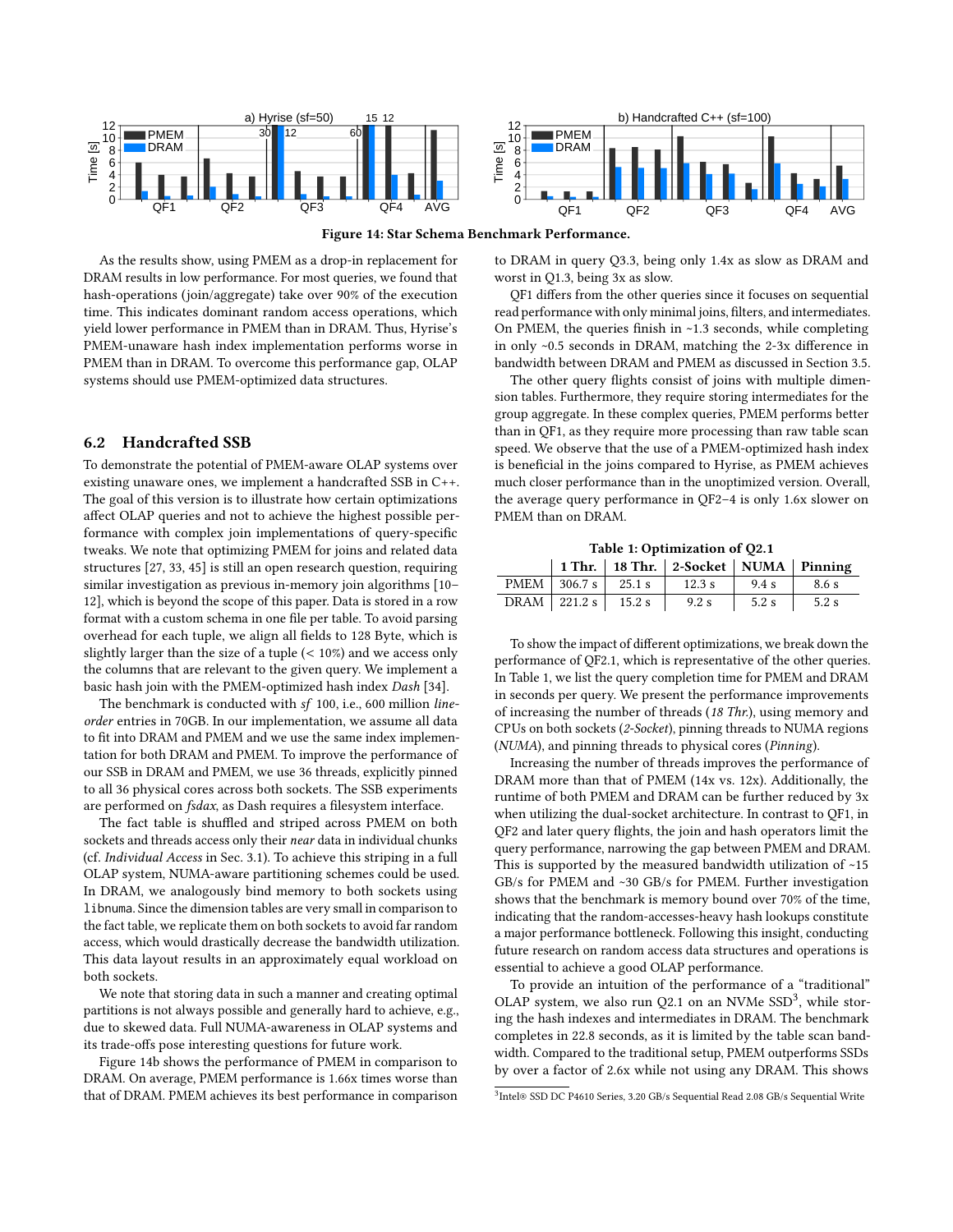Figure 14: Star Schema Benchmark Performance.

As the results show, using PMEM as a drop-in replacement for DRAM results in low performance. For most queries, we found that hash-operations (join/aggregate) take over 90% of the execution time. This indicates dominant random access operations, which yield lower performance in PMEM than in DRAM. Thus, Hyrise's PMEM-unaware hash index implementation performs worse in PMEM than in DRAM. To overcome this performance gap, OLAP systems should use PMEM-optimized data structures.

## 6.2 Handcrafted SSB

To demonstrate the potential of PMEM-aware OLAP systems over existing unaware ones, we implement a handcrafted SSB in C++. The goal of this version is to illustrate how certain optimizations affect OLAP queries and not to achieve the highest possible performance with complex join implementations of query-specific tweaks. We note that optimizing PMEM for joins and related data structures [27, 33, 45] is still an open research question, requiring similar investigation as previous in-memory join algorithms [10–12], which is beyond the scope of this paper. Data is stored in a row format with a custom schema in one file per table. To avoid parsing overhead for each tuple, we align all fields to 128 Byte, which is slightly larger than the size of a tuple (< 10%) and we access only the columns that are relevant to the given query. We implement a basic hash join with the PMEM-optimized hash index *Dash* [34].

The benchmark is conducted with *sf* 100, i.e., 600 million *lineorder* entries in 70GB. In our implementation, we assume all data to fit into DRAM and PMEM and we use the same index implementation for both DRAM and PMEM. To improve the performance of our SSB in DRAM and PMEM, we use 36 threads, explicitly pinned to all 36 physical cores across both sockets. The SSB experiments are performed on *fsdax*, as Dash requires a filesystem interface.

The fact table is shuffled and striped across PMEM on both sockets and threads access only their *near* data in individual chunks (cf. *Individual Access* in Sec. 3.1). To achieve this striping in a full OLAP system, NUMA-aware partitioning schemes could be used. In DRAM, we analogously bind memory to both sockets using `libnuma`. Since the dimension tables are very small in comparison to the fact table, we replicate them on both sockets to avoid far random access, which would drastically decrease the bandwidth utilization. This data layout results in an approximately equal workload on both sockets.

We note that storing data in such a manner and creating optimal partitions is not always possible and generally hard to achieve, e.g., due to skewed data. Full NUMA-awareness in OLAP systems and its trade-offs pose interesting questions for future work.

Figure 14b shows the performance of PMEM in comparison to DRAM. On average, PMEM performance is 1.66x times worse than that of DRAM. PMEM achieves its best performance in comparison to DRAM in query Q3.3, being only 1.4x as slow as DRAM and worst in Q1.3, being 3x as slow.

QF1 differs from the other queries since it focuses on sequential read performance with only minimal joins, filters, and intermediates. On PMEM, the queries finish in ~1.3 seconds, while completing in only ~0.5 seconds in DRAM, matching the 2-3x difference in bandwidth between DRAM and PMEM as discussed in Section 3.5.

The other query flights consist of joins with multiple dimension tables. Furthermore, they require storing intermediates for the group aggregate. In these complex queries, PMEM performs better than in QF1, as they require more processing than raw table scan speed. We observe that the use of a PMEM-optimized hash index is beneficial in the joins compared to Hyrise, as PMEM achieves much closer performance than in the unoptimized version. Overall, the average query performance in QF2–4 is only 1.6x slower on PMEM than on DRAM.

Table 1: Optimization of Q2.1

| | 1 Thr. | 18 Thr. | 2-Socket | NUMA | Pinning |
|---|---|---|---|---|---|
| PMEM | 306.7 s | 25.1 s | 12.3 s | 9.4 s | 8.6 s |
| DRAM | 221.2 s | 15.2 s | 9.2 s | 5.2 s | 5.2 s |

To show the impact of different optimizations, we break down the performance of QF2.1, which is representative of the other queries. In Table 1, we list the query completion time for PMEM and DRAM in seconds per query. We present the performance improvements of increasing the number of threads (*18 Thr.*), using memory and CPUs on both sockets (*2-Socket*), pinning threads to NUMA regions (*NUMA*), and pinning threads to physical cores (*Pinning*).

Increasing the number of threads improves the performance of DRAM more than that of PMEM (14x vs. 12x). Additionally, the runtime of both PMEM and DRAM can be further reduced by 3x when utilizing the dual-socket architecture. In contrast to QF1, in QF2 and later query flights, the join and hash operators limit the query performance, narrowing the gap between PMEM and DRAM. This is supported by the measured bandwidth utilization of ~15 GB/s for PMEM and ~30 GB/s for PMEM. Further investigation shows that the benchmark is memory bound over 70% of the time, indicating that the random-accesses-heavy hash lookups constitute a major performance bottleneck. Following this insight, conducting future research on random access data structures and operations is essential to achieve a good OLAP performance.

To provide an intuition of the performance of a "traditional" OLAP system, we also run Q2.1 on an NVMe SSD[3], while storing the hash indexes and intermediates in DRAM. The benchmark completes in 22.8 seconds, as it is limited by the table scan bandwidth. Compared to the traditional setup, PMEM outperforms SSDs by over a factor of 2.6x while not using any DRAM. This shows

[3] Intel® SSD DC P4610 Series, 3.20 GB/s Sequential Read 2.08 GB/s Sequential Write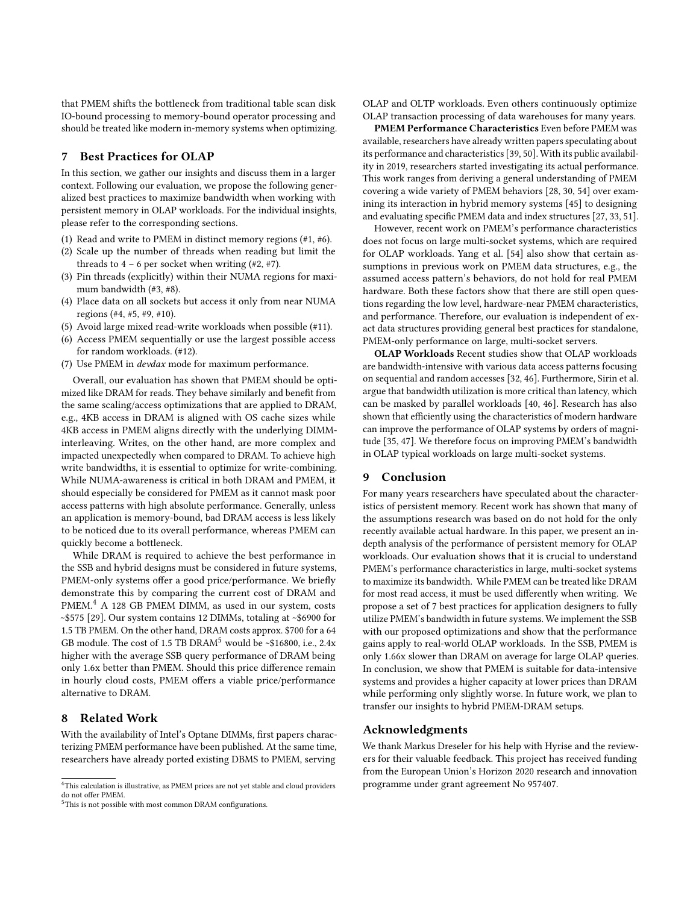that PMEM shifts the bottleneck from traditional table scan disk IO-bound processing to memory-bound operator processing and should be treated like modern in-memory systems when optimizing.

## 7 Best Practices for OLAP

In this section, we gather our insights and discuss them in a larger context. Following our evaluation, we propose the following generalized best practices to maximize bandwidth when working with persistent memory in OLAP workloads. For the individual insights, please refer to the corresponding sections.

1. Read and write to PMEM in distinct memory regions (#1, #6).
2. Scale up the number of threads when reading but limit the threads to 4 – 6 per socket when writing (#2, #7).
3. Pin threads (explicitly) within their NUMA regions for maximum bandwidth (#3, #8).
4. Place data on all sockets but access it only from near NUMA regions (#4, #5, #9, #10).
5. Avoid large mixed read-write workloads when possible (#11).
6. Access PMEM sequentially or use the largest possible access for random workloads. (#12).
7. Use PMEM in *devdax* mode for maximum performance.

Overall, our evaluation has shown that PMEM should be optimized like DRAM for reads. They behave similarly and benefit from the same scaling/access optimizations that are applied to DRAM, e.g., 4KB access in DRAM is aligned with OS cache sizes while 4KB access in PMEM aligns directly with the underlying DIMM-interleaving. Writes, on the other hand, are more complex and impacted unexpectedly when compared to DRAM. To achieve high write bandwidths, it is essential to optimize for write-combining. While NUMA-awareness is critical in both DRAM and PMEM, it should especially be considered for PMEM as it cannot mask poor access patterns with high absolute performance. Generally, unless an application is memory-bound, bad DRAM access is less likely to be noticed due to its overall performance, whereas PMEM can quickly become a bottleneck.

While DRAM is required to achieve the best performance in the SSB and hybrid designs must be considered in future systems, PMEM-only systems offer a good price/performance. We briefly demonstrate this by comparing the current cost of DRAM and PMEM.[4] A 128 GB PMEM DIMM, as used in our system, costs ~\$575 [29]. Our system contains 12 DIMMs, totaling at ~\$6900 for 1.5 TB PMEM. On the other hand, DRAM costs approx. \$700 for a 64 GB module. The cost of 1.5 TB DRAM[5] would be ~\$16800, i.e., 2.4x higher with the average SSB query performance of DRAM being only 1.6x better than PMEM. Should this price difference remain in hourly cloud costs, PMEM offers a viable price/performance alternative to DRAM.

## 8 Related Work

With the availability of Intel's Optane DIMMs, first papers characterizing PMEM performance have been published. At the same time, researchers have already ported existing DBMS to PMEM, serving OLAP and OLTP workloads. Even others continuously optimize OLAP transaction processing of data warehouses for many years.

**PMEM Performance Characteristics** Even before PMEM was available, researchers have already written papers speculating about its performance and characteristics [39, 50]. With its public availability in 2019, researchers started investigating its actual performance. This work ranges from deriving a general understanding of PMEM covering a wide variety of PMEM behaviors [28, 30, 54] over examining its interaction in hybrid memory systems [45] to designing and evaluating specific PMEM data and index structures [27, 33, 51].

However, recent work on PMEM's performance characteristics does not focus on large multi-socket systems, which are required for OLAP workloads. Yang et al. [54] also show that certain assumptions in previous work on PMEM data structures, e.g., the assumed access pattern's behaviors, do not hold for real PMEM hardware. Both these factors show that there are still open questions regarding the low level, hardware-near PMEM characteristics, and performance. Therefore, our evaluation is independent of exact data structures providing general best practices for standalone, PMEM-only performance on large, multi-socket servers.

**OLAP Workloads** Recent studies show that OLAP workloads are bandwidth-intensive with various data access patterns focusing on sequential and random accesses [32, 46]. Furthermore, Sirin et al. argue that bandwidth utilization is more critical than latency, which can be masked by parallel workloads [40, 46]. Research has also shown that efficiently using the characteristics of modern hardware can improve the performance of OLAP systems by orders of magnitude [35, 47]. We therefore focus on improving PMEM's bandwidth in OLAP typical workloads on large multi-socket systems.

## 9 Conclusion

For many years researchers have speculated about the characteristics of persistent memory. Recent work has shown that many of the assumptions research was based on do not hold for the only recently available actual hardware. In this paper, we present an in-depth analysis of the performance of persistent memory for OLAP workloads. Our evaluation shows that it is crucial to understand PMEM's performance characteristics in large, multi-socket systems to maximize its bandwidth. While PMEM can be treated like DRAM for most read access, it must be used differently when writing. We propose a set of 7 best practices for application designers to fully utilize PMEM's bandwidth in future systems. We implement the SSB with our proposed optimizations and show that the performance gains apply to real-world OLAP workloads. In the SSB, PMEM is only 1.66x slower than DRAM on average for large OLAP queries. In conclusion, we show that PMEM is suitable for data-intensive systems and provides a higher capacity at lower prices than DRAM while performing only slightly worse. In future work, we plan to transfer our insights to hybrid PMEM-DRAM setups.

## Acknowledgments

We thank Markus Dreseler for his help with Hyrise and the reviewers for their valuable feedback. This project has received funding from the European Union's Horizon 2020 research and innovation programme under grant agreement No 957407.

---

[4] This calculation is illustrative, as PMEM prices are not yet stable and cloud providers do not offer PMEM.

[5] This is not possible with most common DRAM configurations.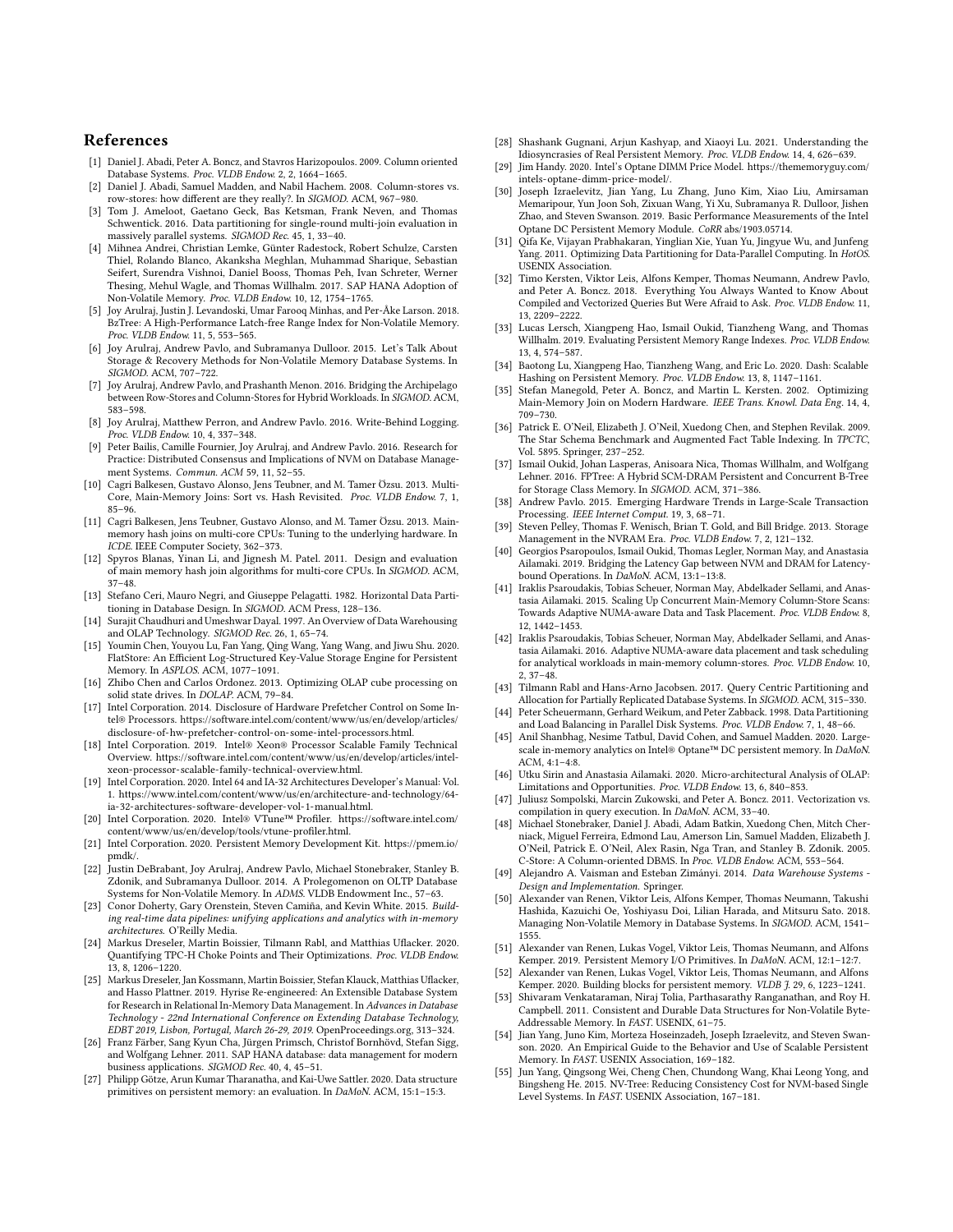# References

[1] Daniel J. Abadi, Peter A. Boncz, and Stavros Harizopoulos. 2009. Column oriented Database Systems. *Proc. VLDB Endow.* 2, 2, 1664–1665.

[2] Daniel J. Abadi, Samuel Madden, and Nabil Hachem. 2008. Column-stores vs. row-stores: how different are they really?. In *SIGMOD*. ACM, 967–980.

[3] Tom J. Ameloot, Gaetano Geck, Bas Ketsman, Frank Neven, and Thomas Schwentick. 2016. Data partitioning for single-round multi-join evaluation in massively parallel systems. *SIGMOD Rec.* 45, 1, 33–40.

[4] Mihnea Andrei, Christian Lemke, Günter Radestock, Robert Schulze, Carsten Thiel, Rolando Blanco, Akanksha Meghlan, Muhammad Sharique, Sebastian Seifert, Surendra Vishnoi, Daniel Booss, Thomas Peh, Ivan Schreter, Werner Thesing, Mehul Wagle, and Thomas Willhalm. 2017. SAP HANA Adoption of Non-Volatile Memory. *Proc. VLDB Endow.* 10, 12, 1754–1765.

[5] Joy Arulraj, Justin J. Levandoski, Umar Farooq Minhas, and Per-Åke Larson. 2018. BzTree: A High-Performance Latch-free Range Index for Non-Volatile Memory. *Proc. VLDB Endow.* 11, 5, 553–565.

[6] Joy Arulraj, Andrew Pavlo, and Subramanya Dulloor. 2015. Let's Talk About Storage & Recovery Methods for Non-Volatile Memory Database Systems. In *SIGMOD*. ACM, 707–722.

[7] Joy Arulraj, Andrew Pavlo, and Prashanth Menon. 2016. Bridging the Archipelago between Row-Stores and Column-Stores for Hybrid Workloads. In *SIGMOD*. ACM, 583–598.

[8] Joy Arulraj, Matthew Perron, and Andrew Pavlo. 2016. Write-Behind Logging. *Proc. VLDB Endow.* 10, 4, 337–348.

[9] Peter Bailis, Camille Fournier, Joy Arulraj, and Andrew Pavlo. 2016. Research for Practice: Distributed Consensus and Implications of NVM on Database Management Systems. *Commun. ACM* 59, 11, 52–55.

[10] Cagri Balkesen, Gustavo Alonso, Jens Teubner, and M. Tamer Özsu. 2013. Multi-Core, Main-Memory Joins: Sort vs. Hash Revisited. *Proc. VLDB Endow.* 7, 1, 85–96.

[11] Cagri Balkesen, Jens Teubner, Gustavo Alonso, and M. Tamer Özsu. 2013. Main-memory hash joins on multi-core CPUs: Tuning to the underlying hardware. In *ICDE*. IEEE Computer Society, 362–373.

[12] Spyros Blanas, Yinan Li, and Jignesh M. Patel. 2011. Design and evaluation of main memory hash join algorithms for multi-core CPUs. In *SIGMOD*. ACM, 37–48.

[13] Stefano Ceri, Mauro Negri, and Giuseppe Pelagatti. 1982. Horizontal Data Partitioning in Database Design. In *SIGMOD*. ACM Press, 128–136.

[14] Surajit Chaudhuri and Umeshwar Dayal. 1997. An Overview of Data Warehousing and OLAP Technology. *SIGMOD Rec.* 26, 1, 65–74.

[15] Youmin Chen, Youyou Lu, Fan Yang, Qing Wang, Yang Wang, and Jiwu Shu. 2020. FlatStore: An Efficient Log-Structured Key-Value Storage Engine for Persistent Memory. In *ASPLOS*. ACM, 1077–1091.

[16] Zhibo Chen and Carlos Ordonez. 2013. Optimizing OLAP cube processing on solid state drives. In *DOLAP*. ACM, 79–84.

[17] Intel Corporation. 2014. Disclosure of Hardware Prefetcher Control on Some Intel® Processors. https://software.intel.com/content/www/us/en/develop/articles/disclosure-of-hw-prefetcher-control-on-some-intel-processors.html.

[18] Intel Corporation. 2019. Intel® Xeon® Processor Scalable Family Technical Overview. https://software.intel.com/content/www/us/en/develop/articles/intel-xeon-processor-scalable-family-technical-overview.html.

[19] Intel Corporation. 2020. Intel 64 and IA-32 Architectures Developer's Manual: Vol. 1. https://www.intel.com/content/www/us/en/architecture-and-technology/64-ia-32-architectures-software-developer-vol-1-manual.html.

[20] Intel Corporation. 2020. Intel® VTune™ Profiler. https://software.intel.com/content/www/us/en/develop/tools/vtune-profiler.html.

[21] Intel Corporation. 2020. Persistent Memory Development Kit. https://pmem.io/pmdk/.

[22] Justin DeBrabant, Joy Arulraj, Andrew Pavlo, Michael Stonebraker, Stanley B. Zdonik, and Subramanya Dulloor. 2014. A Prolegomenon on OLTP Database Systems for Non-Volatile Memory. In *ADMS*. VLDB Endowment Inc., 57–63.

[23] Conor Doherty, Gary Orenstein, Steven Camiña, and Kevin White. 2015. *Building real-time data pipelines: unifying applications and analytics with in-memory architectures*. O'Reilly Media.

[24] Markus Dreseler, Martin Boissier, Tilmann Rabl, and Matthias Uflacker. 2020. Quantifying TPC-H Choke Points and Their Optimizations. *Proc. VLDB Endow.* 13, 8, 1206–1220.

[25] Markus Dreseler, Jan Kossmann, Martin Boissier, Stefan Klauck, Matthias Uflacker, and Hasso Plattner. 2019. Hyrise Re-engineered: An Extensible Database System for Research in Relational In-Memory Data Management. In *Advances in Database Technology - 22nd International Conference on Extending Database Technology, EDBT 2019, Lisbon, Portugal, March 26-29, 2019*. OpenProceedings.org, 313–324.

[26] Franz Färber, Sang Kyun Cha, Jürgen Primsch, Christof Bornhövd, Stefan Sigg, and Wolfgang Lehner. 2011. SAP HANA database: data management for modern business applications. *SIGMOD Rec.* 40, 4, 45–51.

[27] Philipp Götze, Arun Kumar Tharanatha, and Kai-Uwe Sattler. 2020. Data structure primitives on persistent memory: an evaluation. In *DaMoN*. ACM, 15:1–15:3.

[28] Shashank Gugnani, Arjun Kashyap, and Xiaoyi Lu. 2021. Understanding the Idiosyncrasies of Real Persistent Memory. *Proc. VLDB Endow.* 14, 4, 626–639.

[29] Jim Handy. 2020. Intel's Optane DIMM Price Model. https://thememoryguy.com/intels-optane-dimm-price-model/.

[30] Joseph Izraelevitz, Jian Yang, Lu Zhang, Juno Kim, Xiao Liu, Amirsaman Memaripour, Yun Joon Soh, Zixuan Wang, Yi Xu, Subramanya R. Dulloor, Jishen Zhao, and Steven Swanson. 2019. Basic Performance Measurements of the Intel Optane DC Persistent Memory Module. *CoRR* abs/1903.05714.

[31] Qifa Ke, Vijayan Prabhakaran, Yinglian Xie, Yuan Yu, Jingyue Wu, and Junfeng Yang. 2011. Optimizing Data Partitioning for Data-Parallel Computing. In *HotOS*. USENIX Association.

[32] Timo Kersten, Viktor Leis, Alfons Kemper, Thomas Neumann, Andrew Pavlo, and Peter A. Boncz. 2018. Everything You Always Wanted to Know About Compiled and Vectorized Queries But Were Afraid to Ask. *Proc. VLDB Endow.* 11, 13, 2209–2222.

[33] Lucas Lersch, Xiangpeng Hao, Ismail Oukid, Tianzheng Wang, and Thomas Willhalm. 2019. Evaluating Persistent Memory Range Indexes. *Proc. VLDB Endow.* 13, 4, 574–587.

[34] Baotong Lu, Xiangpeng Hao, Tianzheng Wang, and Eric Lo. 2020. Dash: Scalable Hashing on Persistent Memory. *Proc. VLDB Endow.* 13, 8, 1147–1161.

[35] Stefan Manegold, Peter A. Boncz, and Martin L. Kersten. 2002. Optimizing Main-Memory Join on Modern Hardware. *IEEE Trans. Knowl. Data Eng.* 14, 4, 709–730.

[36] Patrick E. O'Neil, Elizabeth J. O'Neil, Xuedong Chen, and Stephen Revilak. 2009. The Star Schema Benchmark and Augmented Fact Table Indexing. In *TPCTC*, Vol. 5895. Springer, 237–252.

[37] Ismail Oukid, Johan Lasperas, Anisoara Nica, Thomas Willhalm, and Wolfgang Lehner. 2016. FPTree: A Hybrid SCM-DRAM Persistent and Concurrent B-Tree for Storage Class Memory. In *SIGMOD*. ACM, 371–386.

[38] Andrew Pavlo. 2015. Emerging Hardware Trends in Large-Scale Transaction Processing. *IEEE Internet Comput.* 19, 3, 68–71.

[39] Steven Pelley, Thomas F. Wenisch, Brian T. Gold, and Bill Bridge. 2013. Storage Management in the NVRAM Era. *Proc. VLDB Endow.* 7, 2, 121–132.

[40] Georgios Psaropoulos, Ismail Oukid, Thomas Legler, Norman May, and Anastasia Ailamaki. 2019. Bridging the Latency Gap between NVM and DRAM for Latency-bound Operations. In *DaMoN*. ACM, 13:1–13:8.

[41] Iraklis Psaroudakis, Tobias Scheuer, Norman May, Abdelkader Sellami, and Anastasia Ailamaki. 2015. Scaling Up Concurrent Main-Memory Column-Store Scans: Towards Adaptive NUMA-aware Data and Task Placement. *Proc. VLDB Endow.* 8, 12, 1442–1453.

[42] Iraklis Psaroudakis, Tobias Scheuer, Norman May, Abdelkader Sellami, and Anastasia Ailamaki. 2016. Adaptive NUMA-aware data placement and task scheduling for analytical workloads in main-memory column-stores. *Proc. VLDB Endow.* 10, 2, 37–48.

[43] Tilmann Rabl and Hans-Arno Jacobsen. 2017. Query Centric Partitioning and Allocation for Partially Replicated Database Systems. In *SIGMOD*. ACM, 315–330.

[44] Peter Scheuermann, Gerhard Weikum, and Peter Zabback. 1998. Data Partitioning and Load Balancing in Parallel Disk Systems. *Proc. VLDB Endow.* 7, 1, 48–66.

[45] Anil Shanbhag, Nesime Tatbul, David Cohen, and Samuel Madden. 2020. Large-scale in-memory analytics on Intel® Optane™ DC persistent memory. In *DaMoN*. ACM, 4:1–4:8.

[46] Utku Sirin and Anastasia Ailamaki. 2020. Micro-architectural Analysis of OLAP: Limitations and Opportunities. *Proc. VLDB Endow.* 13, 6, 840–853.

[47] Juliusz Sompolski, Marcin Zukowski, and Peter A. Boncz. 2011. Vectorization vs. compilation in query execution. In *DaMoN*. ACM, 33–40.

[48] Michael Stonebraker, Daniel J. Abadi, Adam Batkin, Xuedong Chen, Mitch Cherniack, Miguel Ferreira, Edmond Lau, Amerson Lin, Samuel Madden, Elizabeth J. O'Neil, Patrick E. O'Neil, Alex Rasin, Nga Tran, and Stanley B. Zdonik. 2005. C-Store: A Column-oriented DBMS. In *Proc. VLDB Endow.* ACM, 553–564.

[49] Alejandro A. Vaisman and Esteban Zimányi. 2014. *Data Warehouse Systems - Design and Implementation*. Springer.

[50] Alexander van Renen, Viktor Leis, Alfons Kemper, Thomas Neumann, Takushi Hashida, Kazuichi Oe, Yoshiyasu Doi, Lilian Harada, and Mitsuru Sato. 2018. Managing Non-Volatile Memory in Database Systems. In *SIGMOD*. ACM, 1541–1555.

[51] Alexander van Renen, Lukas Vogel, Viktor Leis, Thomas Neumann, and Alfons Kemper. 2019. Persistent Memory I/O Primitives. In *DaMoN*. ACM, 12:1–12:7.

[52] Alexander van Renen, Lukas Vogel, Viktor Leis, Thomas Neumann, and Alfons Kemper. 2020. Building blocks for persistent memory. *VLDB J.* 29, 6, 1223–1241.

[53] Shivaram Venkataraman, Niraj Tolia, Parthasarathy Ranganathan, and Roy H. Campbell. 2011. Consistent and Durable Data Structures for Non-Volatile Byte-Addressable Memory. In *FAST*. USENIX, 61–75.

[54] Jian Yang, Juno Kim, Morteza Hoseinzadeh, Joseph Izraelevitz, and Steven Swanson. 2020. An Empirical Guide to the Behavior and Use of Scalable Persistent Memory. In *FAST*. USENIX Association, 169–182.

[55] Jun Yang, Qingsong Wei, Cheng Chen, Chundong Wang, Khai Leong Yong, and Bingsheng He. 2015. NV-Tree: Reducing Consistency Cost for NVM-based Single Level Systems. In *FAST*. USENIX Association, 167–181.